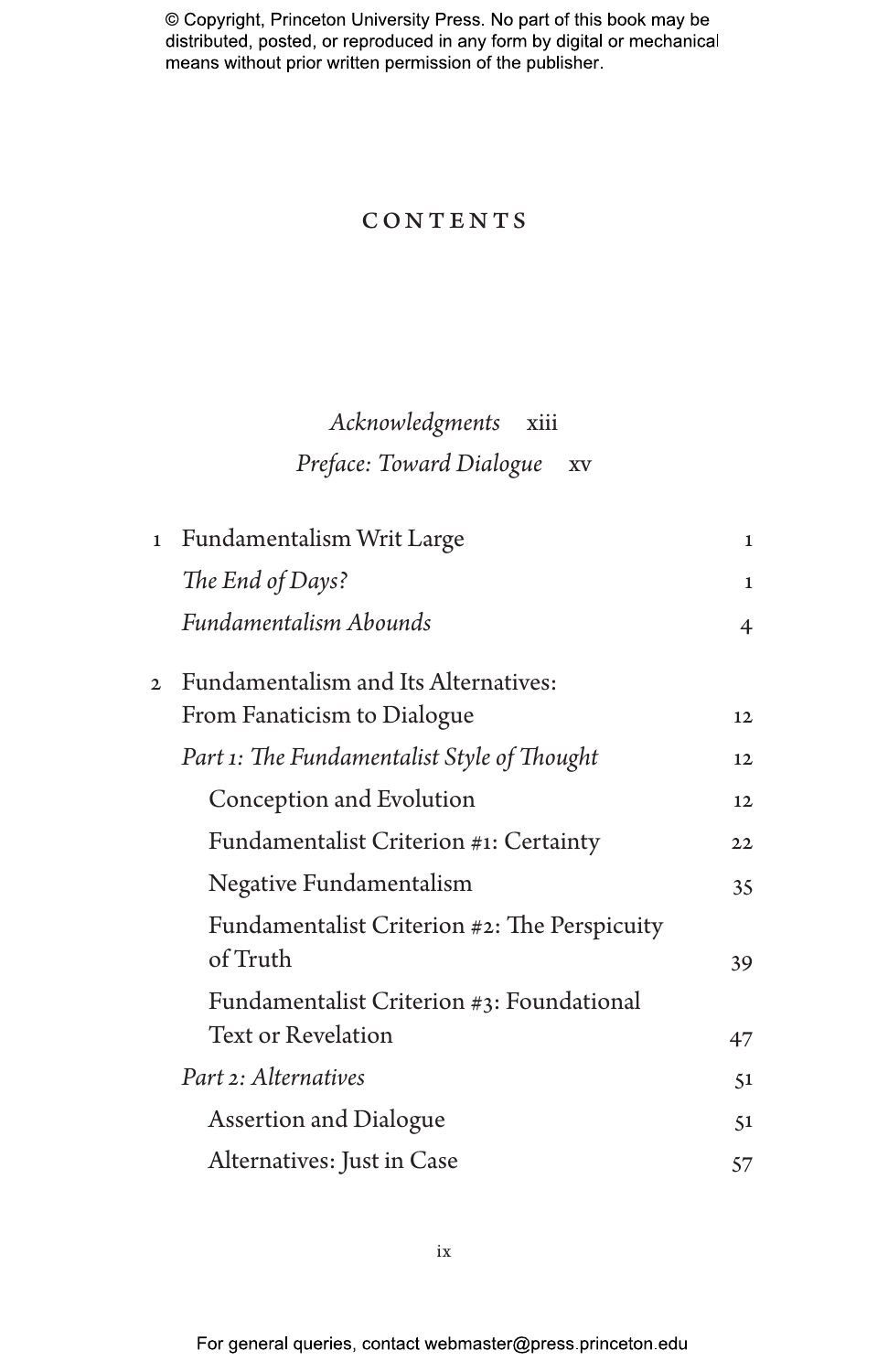# CONTENTS

*Acknowledgments* xiii

*Preface: Toward Dialogue* xv

1 Fundamentalism Writ Large 1

*The End of Days?* 1

*Fundamentalism Abounds* 4

2 Fundamentalism and Its Alternatives: From Fanaticism to Dialogue 12

*Part 1: The Fundamentalist Style of Thought* 12

Conception and Evolution 12

Fundamentalist Criterion #1: Certainty 22

Negative Fundamentalism 35

Fundamentalist Criterion #2: The Perspicuity of Truth 39

Fundamentalist Criterion #3: Foundational Text or Revelation 47

*Part 2: Alternatives* 51

Assertion and Dialogue 51

Alternatives: Just in Case 57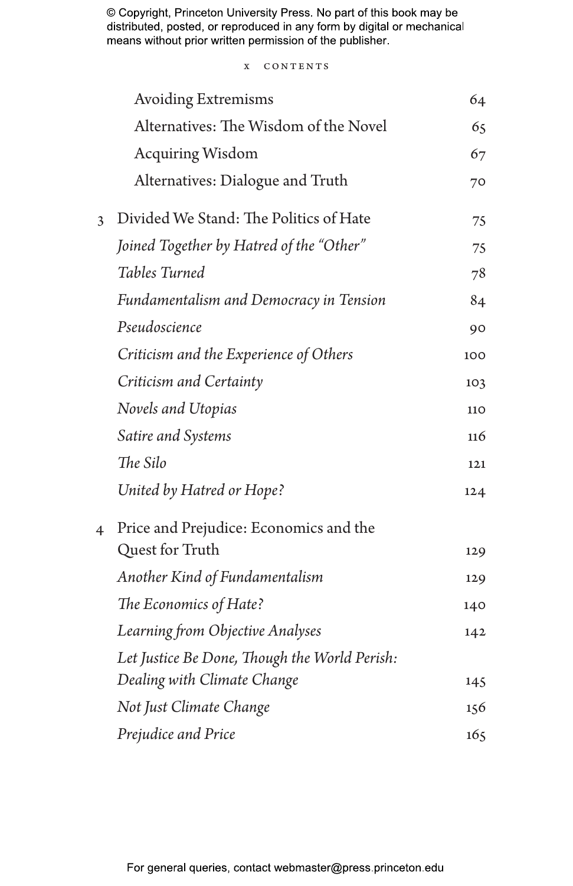Avoiding Extremisms 64

Alternatives: The Wisdom of the Novel 65

Acquiring Wisdom 67

Alternatives: Dialogue and Truth 70

3 Divided We Stand: The Politics of Hate 75

*Joined Together by Hatred of the "Other"* 75

*Tables Turned* 78

*Fundamentalism and Democracy in Tension* 84

*Pseudoscience* 90

*Criticism and the Experience of Others* 100

*Criticism and Certainty* 103

*Novels and Utopias* 110

*Satire and Systems* 116

*The Silo* 121

*United by Hatred or Hope?* 124

4 Price and Prejudice: Economics and the Quest for Truth 129

*Another Kind of Fundamentalism* 129

*The Economics of Hate?* 140

*Learning from Objective Analyses* 142

*Let Justice Be Done, Though the World Perish: Dealing with Climate Change* 145

*Not Just Climate Change* 156

*Prejudice and Price* 165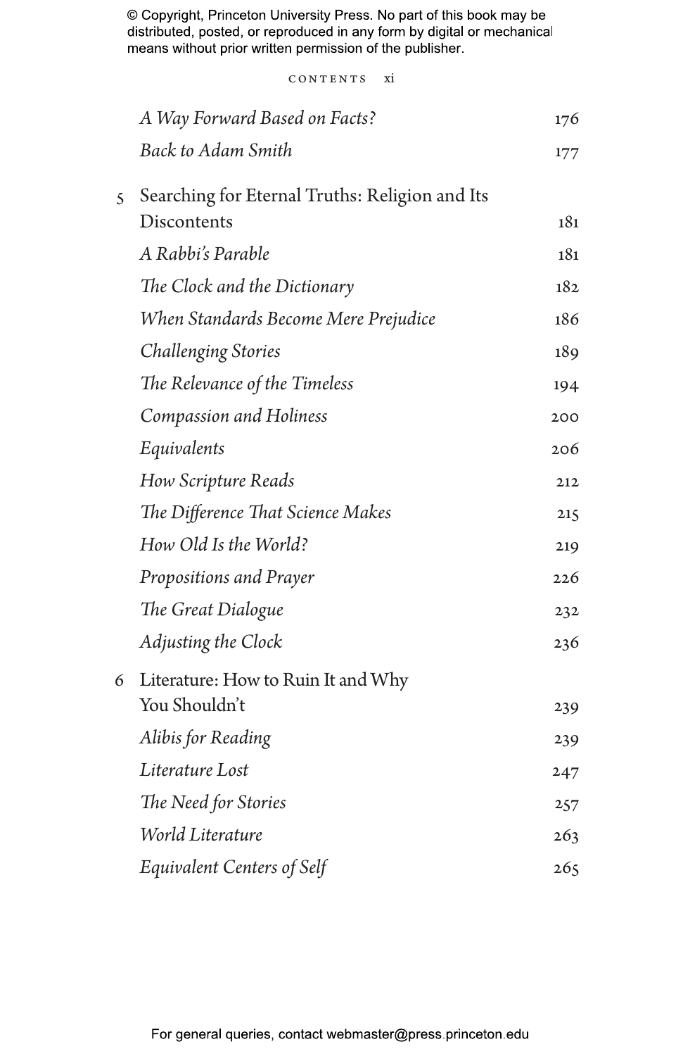*A Way Forward Based on Facts?* 176

*Back to Adam Smith* 177

5 Searching for Eternal Truths: Religion and Its Discontents 181

*A Rabbi's Parable* 181

*The Clock and the Dictionary* 182

*When Standards Become Mere Prejudice* 186

*Challenging Stories* 189

*The Relevance of the Timeless* 194

*Compassion and Holiness* 200

*Equivalents* 206

*How Scripture Reads* 212

*The Difference That Science Makes* 215

*How Old Is the World?* 219

*Propositions and Prayer* 226

*The Great Dialogue* 232

*Adjusting the Clock* 236

6 Literature: How to Ruin It and Why You Shouldn't 239

*Alibis for Reading* 239

*Literature Lost* 247

*The Need for Stories* 257

*World Literature* 263

*Equivalent Centers of Self* 265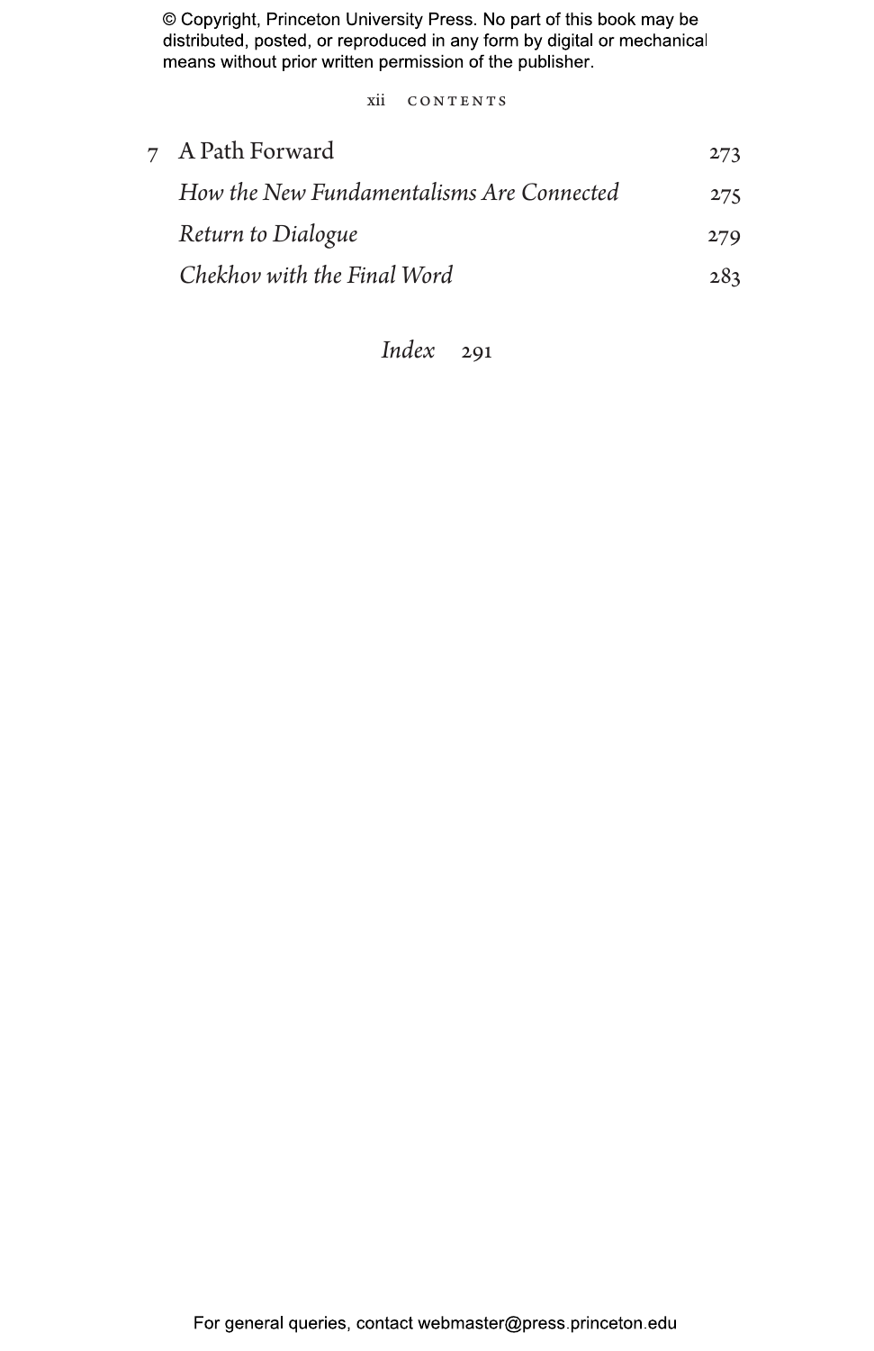7 A Path Forward 273

*How the New Fundamentalisms Are Connected* 275

*Return to Dialogue* 279

*Chekhov with the Final Word* 283

*Index* 291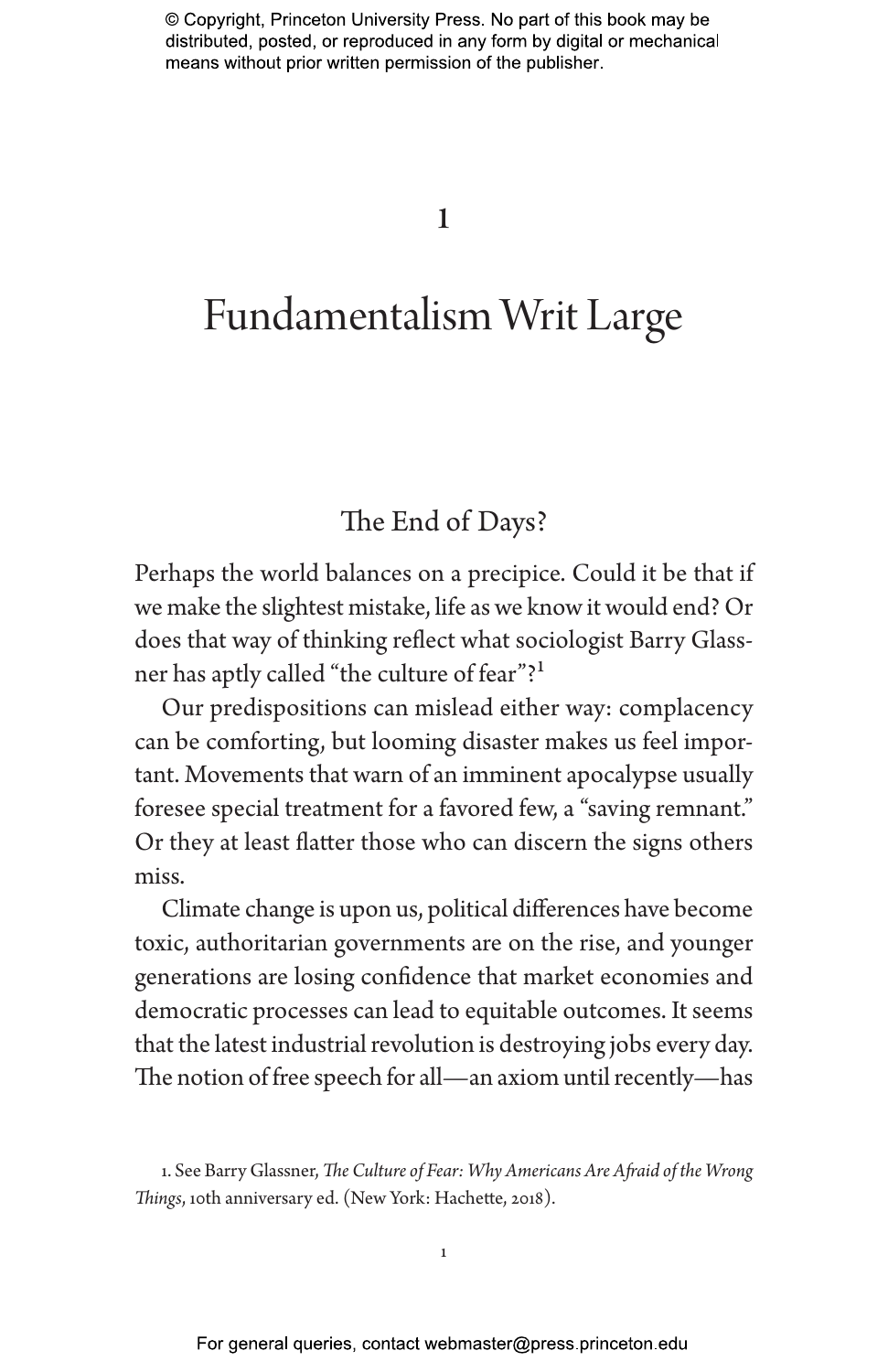# 1

# Fundamentalism Writ Large

## The End of Days?

Perhaps the world balances on a precipice. Could it be that if we make the slightest mistake, life as we know it would end? Or does that way of thinking reflect what sociologist Barry Glassner has aptly called "the culture of fear"?[1]

Our predispositions can mislead either way: complacency can be comforting, but looming disaster makes us feel important. Movements that warn of an imminent apocalypse usually foresee special treatment for a favored few, a "saving remnant." Or they at least flatter those who can discern the signs others miss.

Climate change is upon us, political differences have become toxic, authoritarian governments are on the rise, and younger generations are losing confidence that market economies and democratic processes can lead to equitable outcomes. It seems that the latest industrial revolution is destroying jobs every day. The notion of free speech for all—an axiom until recently—has

1. See Barry Glassner, *The Culture of Fear: Why Americans Are Afraid of the Wrong Things*, 10th anniversary ed. (New York: Hachette, 2018).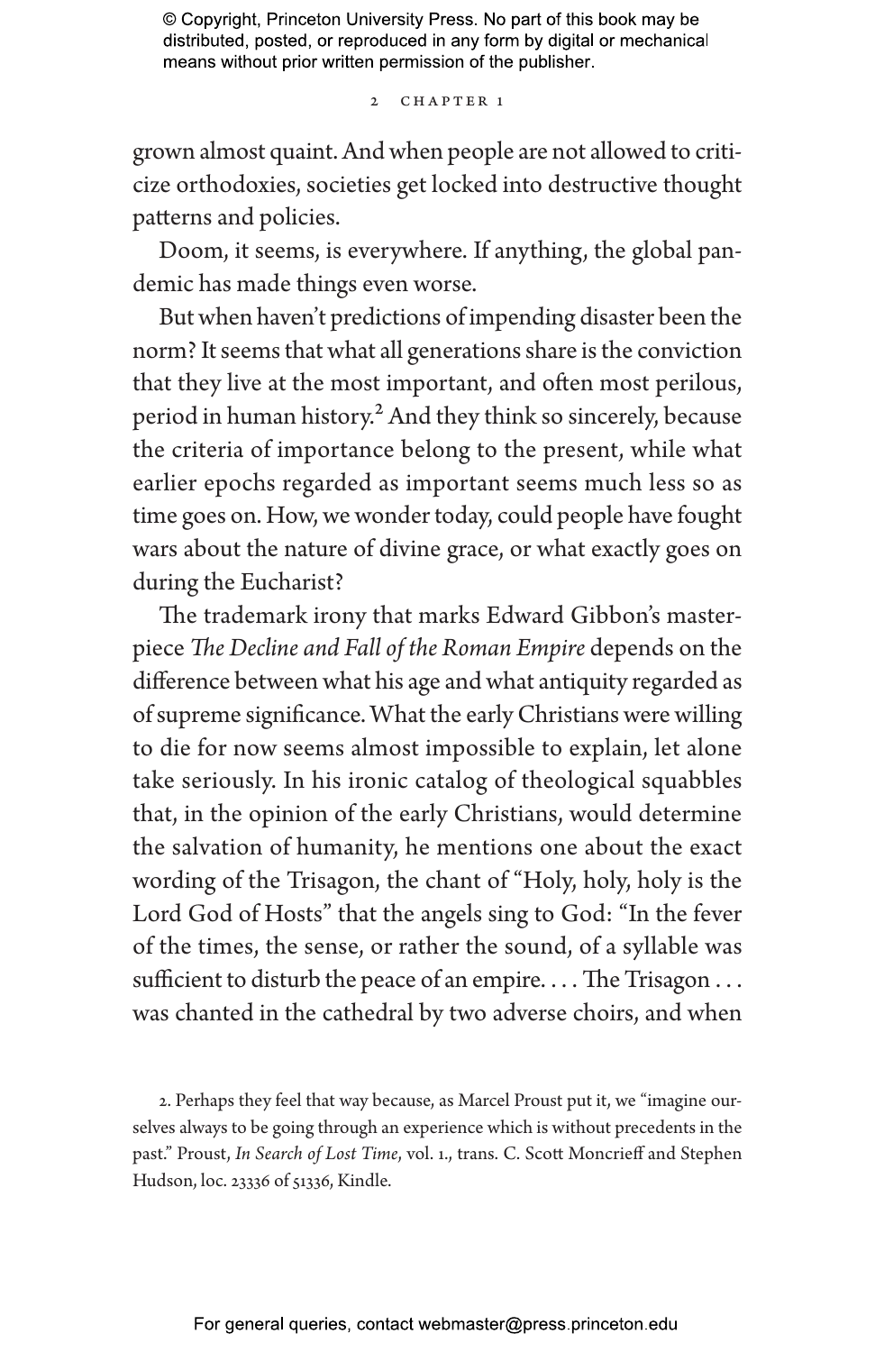grown almost quaint. And when people are not allowed to criticize orthodoxies, societies get locked into destructive thought patterns and policies.

Doom, it seems, is everywhere. If anything, the global pandemic has made things even worse.

But when haven't predictions of impending disaster been the norm? It seems that what all generations share is the conviction that they live at the most important, and often most perilous, period in human history.[2] And they think so sincerely, because the criteria of importance belong to the present, while what earlier epochs regarded as important seems much less so as time goes on. How, we wonder today, could people have fought wars about the nature of divine grace, or what exactly goes on during the Eucharist?

The trademark irony that marks Edward Gibbon's masterpiece *The Decline and Fall of the Roman Empire* depends on the difference between what his age and what antiquity regarded as of supreme significance. What the early Christians were willing to die for now seems almost impossible to explain, let alone take seriously. In his ironic catalog of theological squabbles that, in the opinion of the early Christians, would determine the salvation of humanity, he mentions one about the exact wording of the Trisagon, the chant of "Holy, holy, holy is the Lord God of Hosts" that the angels sing to God: "In the fever of the times, the sense, or rather the sound, of a syllable was sufficient to disturb the peace of an empire. . . . The Trisagon . . . was chanted in the cathedral by two adverse choirs, and when

2. Perhaps they feel that way because, as Marcel Proust put it, we "imagine ourselves always to be going through an experience which is without precedents in the past." Proust, *In Search of Lost Time*, vol. 1., trans. C. Scott Moncrieff and Stephen Hudson, loc. 23336 of 51336, Kindle.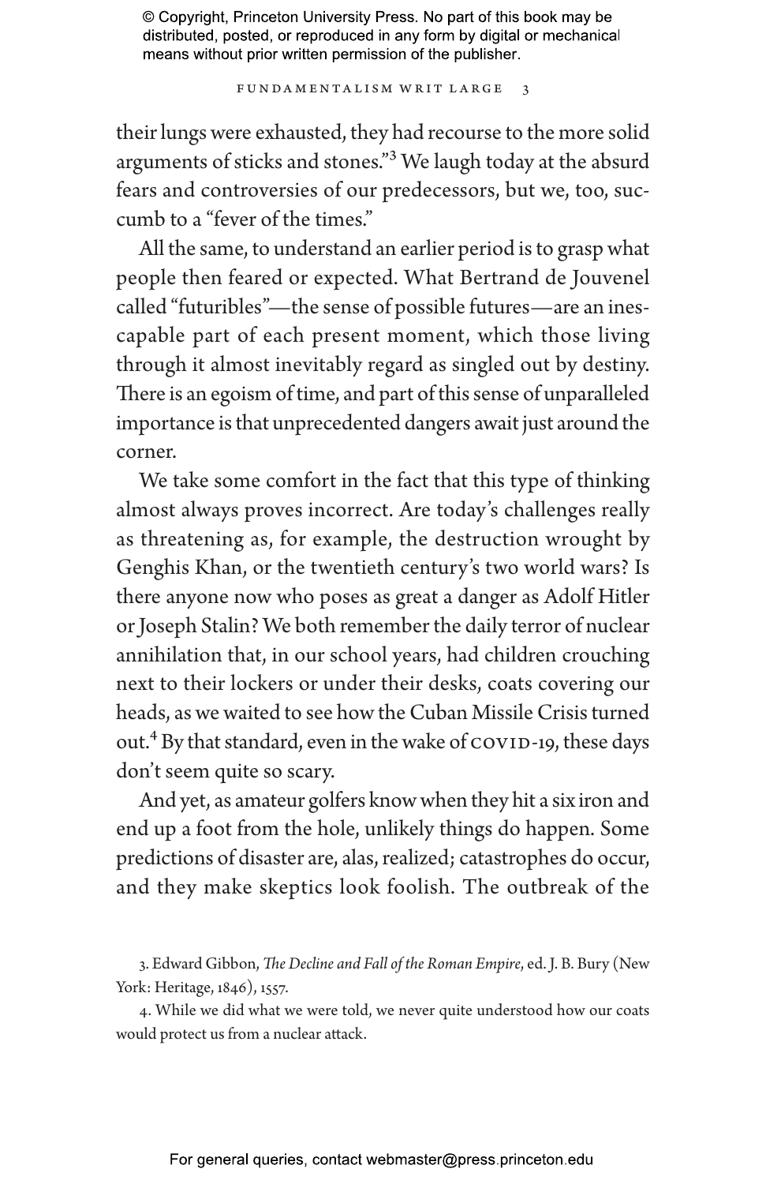their lungs were exhausted, they had recourse to the more solid arguments of sticks and stones."[3] We laugh today at the absurd fears and controversies of our predecessors, but we, too, succumb to a "fever of the times."

All the same, to understand an earlier period is to grasp what people then feared or expected. What Bertrand de Jouvenel called "futuribles"—the sense of possible futures—are an inescapable part of each present moment, which those living through it almost inevitably regard as singled out by destiny. There is an egoism of time, and part of this sense of unparalleled importance is that unprecedented dangers await just around the corner.

We take some comfort in the fact that this type of thinking almost always proves incorrect. Are today's challenges really as threatening as, for example, the destruction wrought by Genghis Khan, or the twentieth century's two world wars? Is there anyone now who poses as great a danger as Adolf Hitler or Joseph Stalin? We both remember the daily terror of nuclear annihilation that, in our school years, had children crouching next to their lockers or under their desks, coats covering our heads, as we waited to see how the Cuban Missile Crisis turned out.[4] By that standard, even in the wake of COVID-19, these days don't seem quite so scary.

And yet, as amateur golfers know when they hit a six iron and end up a foot from the hole, unlikely things do happen. Some predictions of disaster are, alas, realized; catastrophes do occur, and they make skeptics look foolish. The outbreak of the

3. Edward Gibbon, *The Decline and Fall of the Roman Empire*, ed. J. B. Bury (New York: Heritage, 1846), 1557.

4. While we did what we were told, we never quite understood how our coats would protect us from a nuclear attack.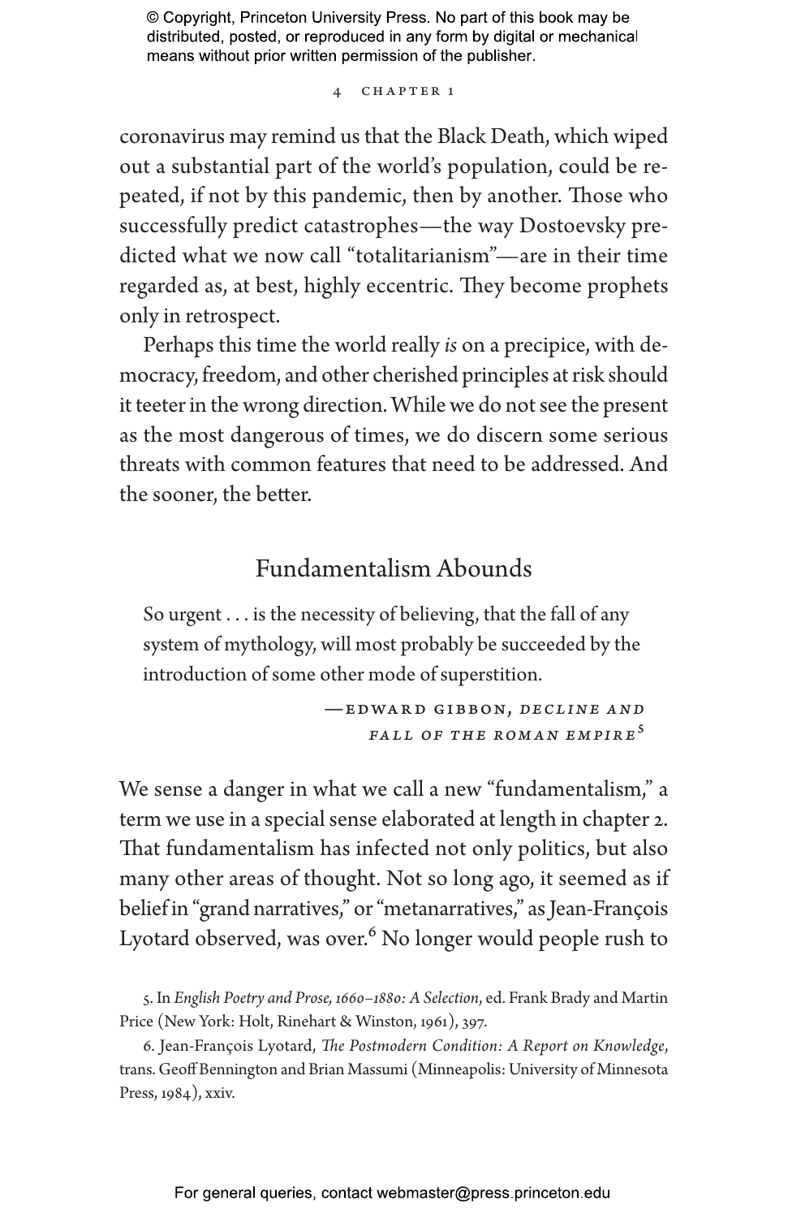coronavirus may remind us that the Black Death, which wiped out a substantial part of the world's population, could be repeated, if not by this pandemic, then by another. Those who successfully predict catastrophes—the way Dostoevsky predicted what we now call "totalitarianism"—are in their time regarded as, at best, highly eccentric. They become prophets only in retrospect.

Perhaps this time the world really *is* on a precipice, with democracy, freedom, and other cherished principles at risk should it teeter in the wrong direction. While we do not see the present as the most dangerous of times, we do discern some serious threats with common features that need to be addressed. And the sooner, the better.

## Fundamentalism Abounds

> So urgent . . . is the necessity of believing, that the fall of any system of mythology, will most probably be succeeded by the introduction of some other mode of superstition.
>
> —Edward Gibbon, *Decline and Fall of the Roman Empire*[5]

We sense a danger in what we call a new "fundamentalism," a term we use in a special sense elaborated at length in chapter 2. That fundamentalism has infected not only politics, but also many other areas of thought. Not so long ago, it seemed as if belief in "grand narratives," or "metanarratives," as Jean-François Lyotard observed, was over.[6] No longer would people rush to

5. In *English Poetry and Prose, 1660–1880: A Selection*, ed. Frank Brady and Martin Price (New York: Holt, Rinehart & Winston, 1961), 397.

6. Jean-François Lyotard, *The Postmodern Condition: A Report on Knowledge*, trans. Geoff Bennington and Brian Massumi (Minneapolis: University of Minnesota Press, 1984), xxiv.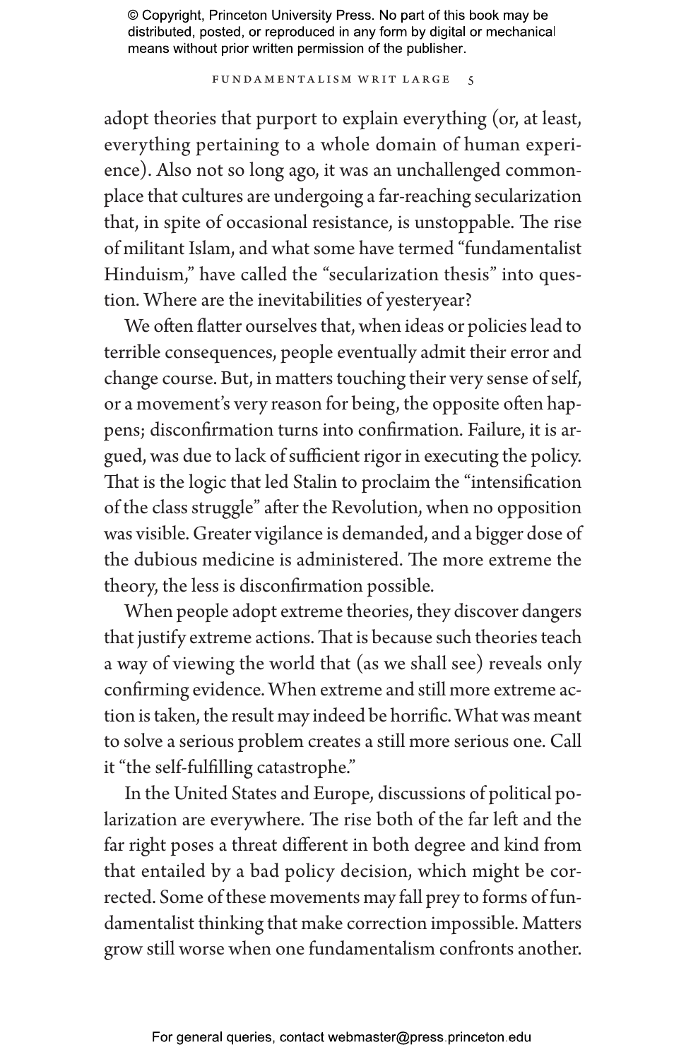adopt theories that purport to explain everything (or, at least, everything pertaining to a whole domain of human experience). Also not so long ago, it was an unchallenged commonplace that cultures are undergoing a far-reaching secularization that, in spite of occasional resistance, is unstoppable. The rise of militant Islam, and what some have termed "fundamentalist Hinduism," have called the "secularization thesis" into question. Where are the inevitabilities of yesteryear?

We often flatter ourselves that, when ideas or policies lead to terrible consequences, people eventually admit their error and change course. But, in matters touching their very sense of self, or a movement's very reason for being, the opposite often happens; disconfirmation turns into confirmation. Failure, it is argued, was due to lack of sufficient rigor in executing the policy. That is the logic that led Stalin to proclaim the "intensification of the class struggle" after the Revolution, when no opposition was visible. Greater vigilance is demanded, and a bigger dose of the dubious medicine is administered. The more extreme the theory, the less is disconfirmation possible.

When people adopt extreme theories, they discover dangers that justify extreme actions. That is because such theories teach a way of viewing the world that (as we shall see) reveals only confirming evidence. When extreme and still more extreme action is taken, the result may indeed be horrific. What was meant to solve a serious problem creates a still more serious one. Call it "the self-fulfilling catastrophe."

In the United States and Europe, discussions of political polarization are everywhere. The rise both of the far left and the far right poses a threat different in both degree and kind from that entailed by a bad policy decision, which might be corrected. Some of these movements may fall prey to forms of fundamentalist thinking that make correction impossible. Matters grow still worse when one fundamentalism confronts another.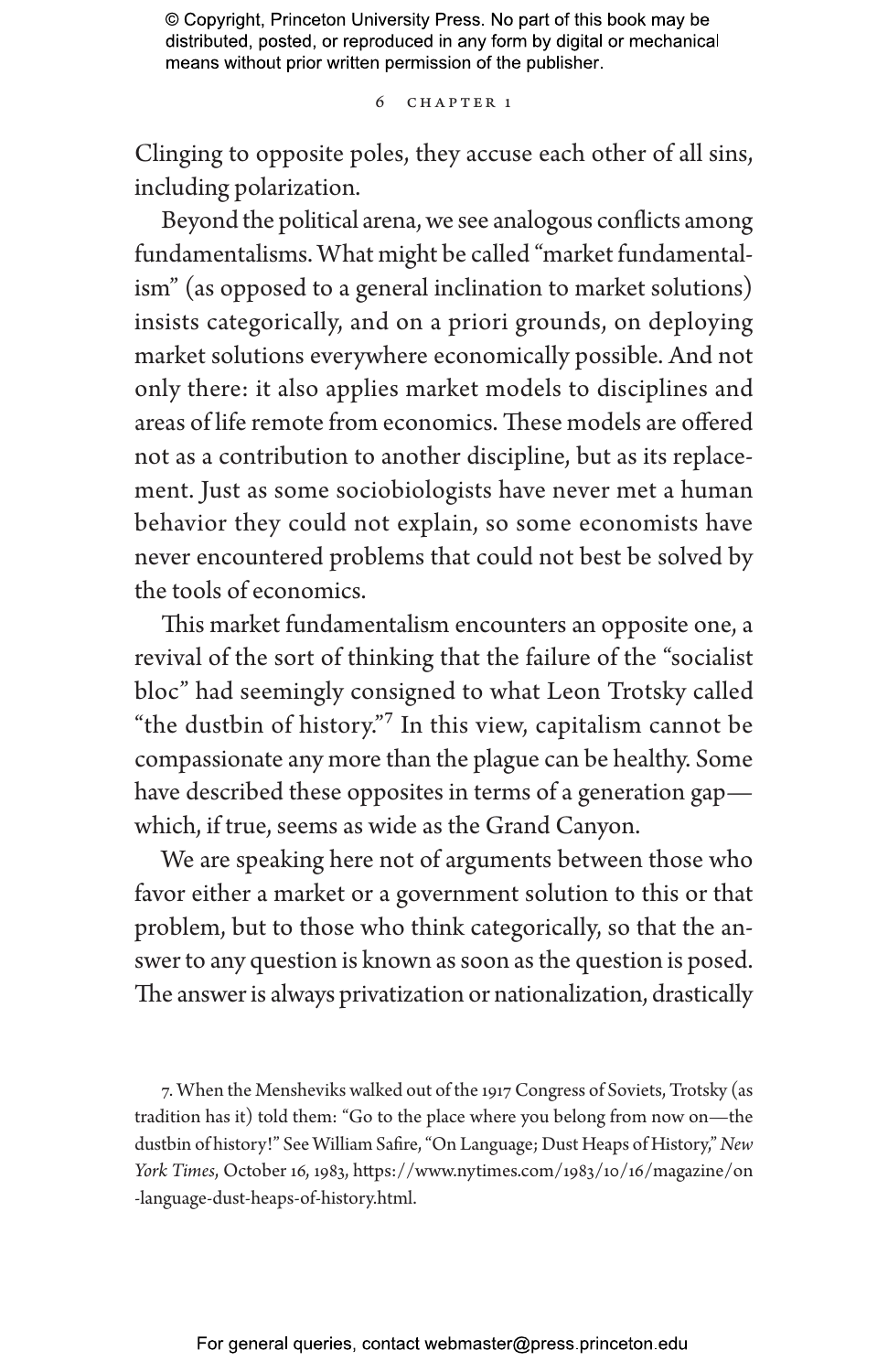Clinging to opposite poles, they accuse each other of all sins, including polarization.

Beyond the political arena, we see analogous conflicts among fundamentalisms. What might be called "market fundamentalism" (as opposed to a general inclination to market solutions) insists categorically, and on a priori grounds, on deploying market solutions everywhere economically possible. And not only there: it also applies market models to disciplines and areas of life remote from economics. These models are offered not as a contribution to another discipline, but as its replacement. Just as some sociobiologists have never met a human behavior they could not explain, so some economists have never encountered problems that could not best be solved by the tools of economics.

This market fundamentalism encounters an opposite one, a revival of the sort of thinking that the failure of the "socialist bloc" had seemingly consigned to what Leon Trotsky called "the dustbin of history."[7] In this view, capitalism cannot be compassionate any more than the plague can be healthy. Some have described these opposites in terms of a generation gap—which, if true, seems as wide as the Grand Canyon.

We are speaking here not of arguments between those who favor either a market or a government solution to this or that problem, but to those who think categorically, so that the answer to any question is known as soon as the question is posed. The answer is always privatization or nationalization, drastically

7. When the Mensheviks walked out of the 1917 Congress of Soviets, Trotsky (as tradition has it) told them: "Go to the place where you belong from now on—the dustbin of history!" See William Safire, "On Language; Dust Heaps of History," *New York Times*, October 16, 1983, https://www.nytimes.com/1983/10/16/magazine/on-language-dust-heaps-of-history.html.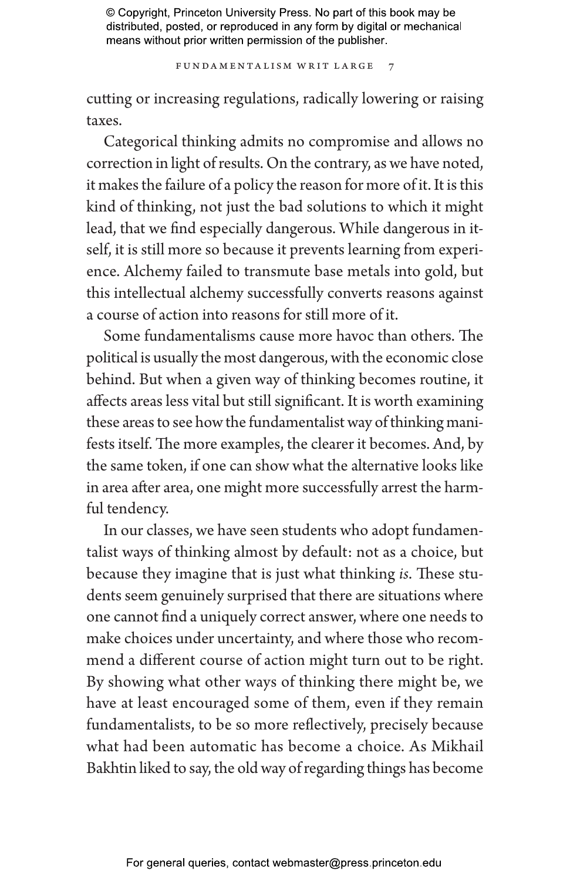cutting or increasing regulations, radically lowering or raising taxes.

Categorical thinking admits no compromise and allows no correction in light of results. On the contrary, as we have noted, it makes the failure of a policy the reason for more of it. It is this kind of thinking, not just the bad solutions to which it might lead, that we find especially dangerous. While dangerous in itself, it is still more so because it prevents learning from experience. Alchemy failed to transmute base metals into gold, but this intellectual alchemy successfully converts reasons against a course of action into reasons for still more of it.

Some fundamentalisms cause more havoc than others. The political is usually the most dangerous, with the economic close behind. But when a given way of thinking becomes routine, it affects areas less vital but still significant. It is worth examining these areas to see how the fundamentalist way of thinking manifests itself. The more examples, the clearer it becomes. And, by the same token, if one can show what the alternative looks like in area after area, one might more successfully arrest the harmful tendency.

In our classes, we have seen students who adopt fundamentalist ways of thinking almost by default: not as a choice, but because they imagine that is just what thinking *is*. These students seem genuinely surprised that there are situations where one cannot find a uniquely correct answer, where one needs to make choices under uncertainty, and where those who recommend a different course of action might turn out to be right. By showing what other ways of thinking there might be, we have at least encouraged some of them, even if they remain fundamentalists, to be so more reflectively, precisely because what had been automatic has become a choice. As Mikhail Bakhtin liked to say, the old way of regarding things has become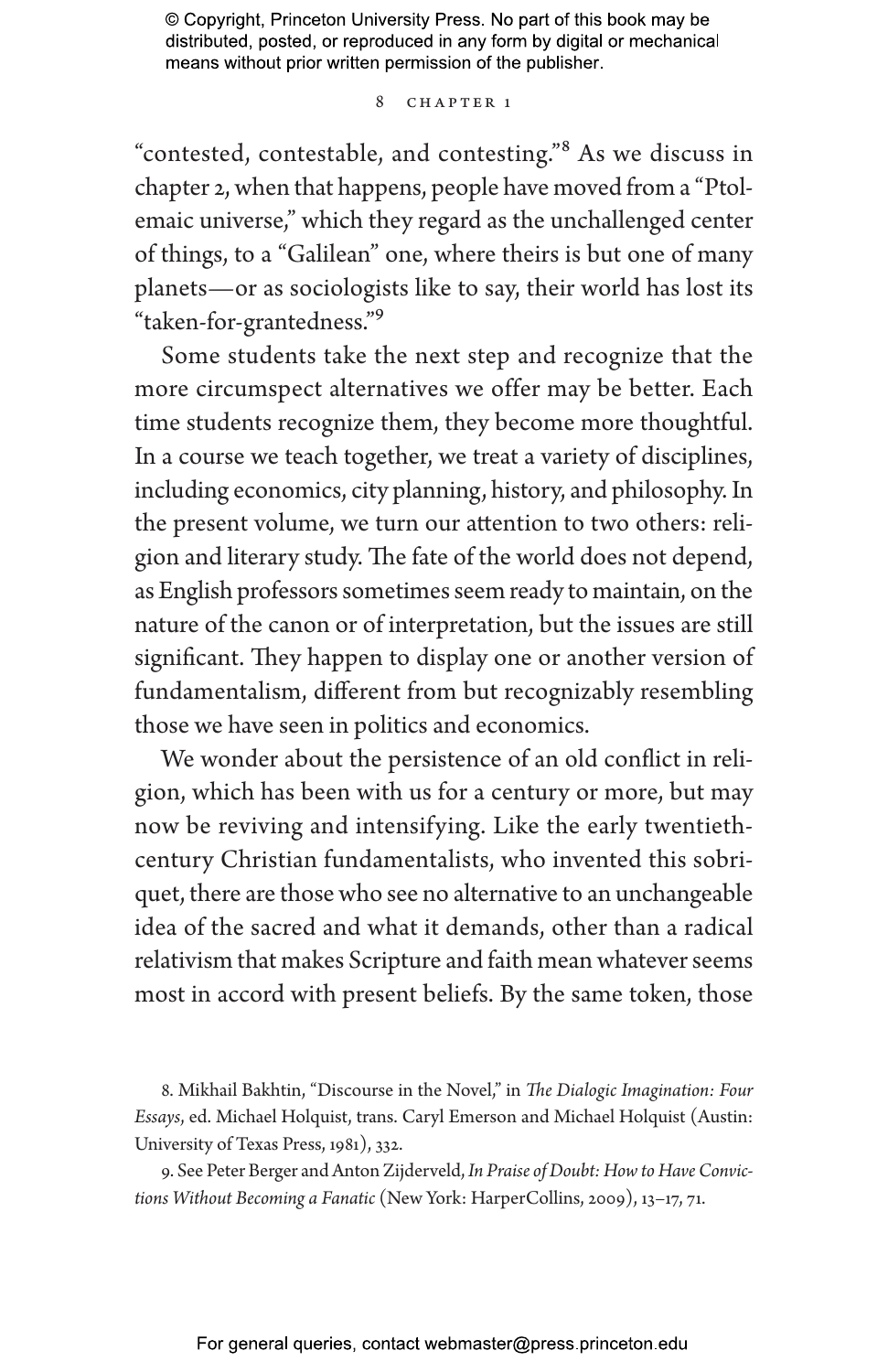"contested, contestable, and contesting."[8] As we discuss in chapter 2, when that happens, people have moved from a "Ptolemaic universe," which they regard as the unchallenged center of things, to a "Galilean" one, where theirs is but one of many planets—or as sociologists like to say, their world has lost its "taken-for-grantedness."[9]

Some students take the next step and recognize that the more circumspect alternatives we offer may be better. Each time students recognize them, they become more thoughtful. In a course we teach together, we treat a variety of disciplines, including economics, city planning, history, and philosophy. In the present volume, we turn our attention to two others: religion and literary study. The fate of the world does not depend, as English professors sometimes seem ready to maintain, on the nature of the canon or of interpretation, but the issues are still significant. They happen to display one or another version of fundamentalism, different from but recognizably resembling those we have seen in politics and economics.

We wonder about the persistence of an old conflict in religion, which has been with us for a century or more, but may now be reviving and intensifying. Like the early twentieth-century Christian fundamentalists, who invented this sobriquet, there are those who see no alternative to an unchangeable idea of the sacred and what it demands, other than a radical relativism that makes Scripture and faith mean whatever seems most in accord with present beliefs. By the same token, those

8. Mikhail Bakhtin, "Discourse in the Novel," in *The Dialogic Imagination: Four Essays*, ed. Michael Holquist, trans. Caryl Emerson and Michael Holquist (Austin: University of Texas Press, 1981), 332.

9. See Peter Berger and Anton Zijderveld, *In Praise of Doubt: How to Have Convictions Without Becoming a Fanatic* (New York: HarperCollins, 2009), 13–17, 71.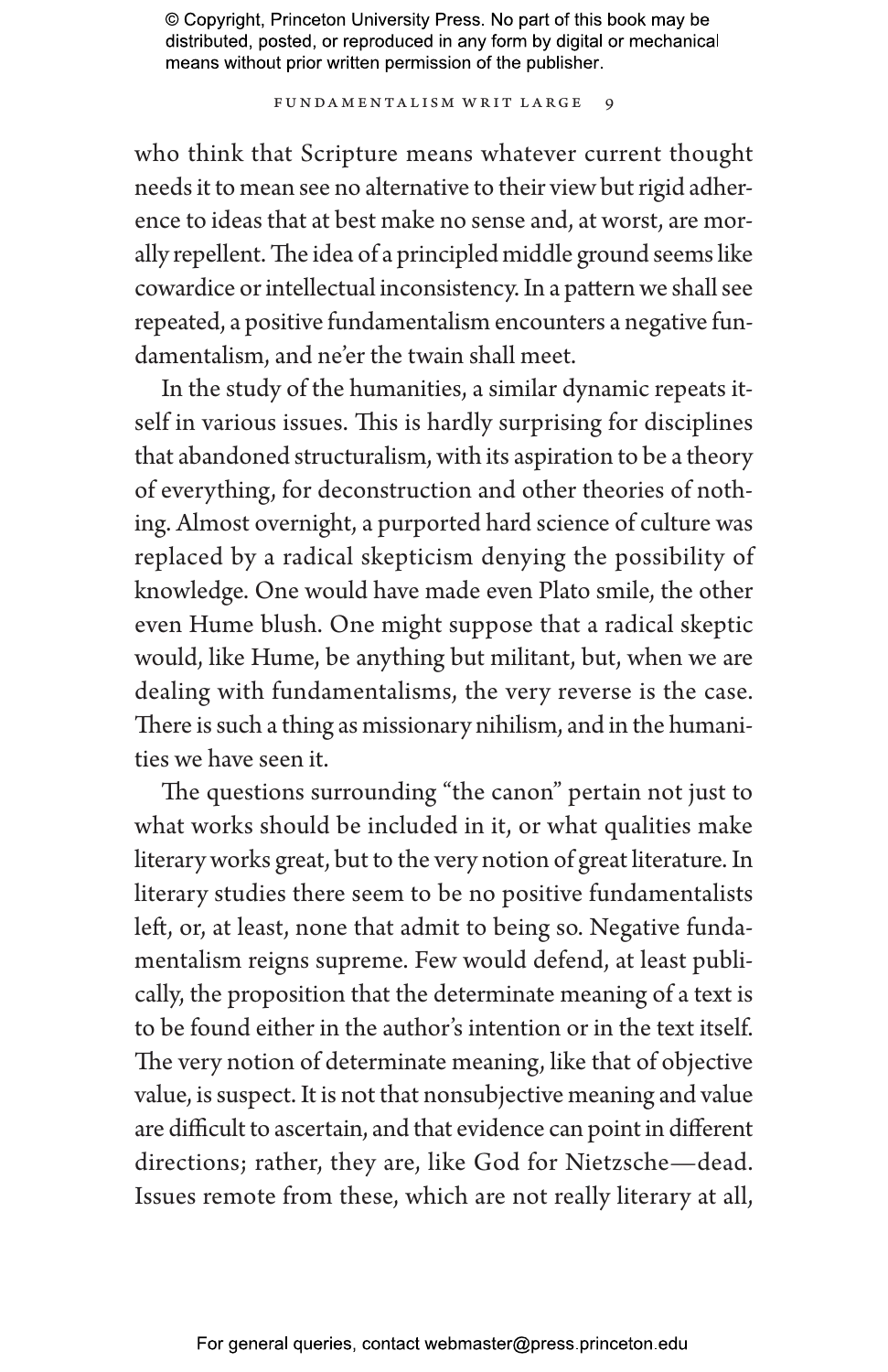who think that Scripture means whatever current thought needs it to mean see no alternative to their view but rigid adherence to ideas that at best make no sense and, at worst, are morally repellent. The idea of a principled middle ground seems like cowardice or intellectual inconsistency. In a pattern we shall see repeated, a positive fundamentalism encounters a negative fundamentalism, and ne'er the twain shall meet.

In the study of the humanities, a similar dynamic repeats itself in various issues. This is hardly surprising for disciplines that abandoned structuralism, with its aspiration to be a theory of everything, for deconstruction and other theories of nothing. Almost overnight, a purported hard science of culture was replaced by a radical skepticism denying the possibility of knowledge. One would have made even Plato smile, the other even Hume blush. One might suppose that a radical skeptic would, like Hume, be anything but militant, but, when we are dealing with fundamentalisms, the very reverse is the case. There is such a thing as missionary nihilism, and in the humanities we have seen it.

The questions surrounding "the canon" pertain not just to what works should be included in it, or what qualities make literary works great, but to the very notion of great literature. In literary studies there seem to be no positive fundamentalists left, or, at least, none that admit to being so. Negative fundamentalism reigns supreme. Few would defend, at least publically, the proposition that the determinate meaning of a text is to be found either in the author's intention or in the text itself. The very notion of determinate meaning, like that of objective value, is suspect. It is not that nonsubjective meaning and value are difficult to ascertain, and that evidence can point in different directions; rather, they are, like God for Nietzsche—dead. Issues remote from these, which are not really literary at all,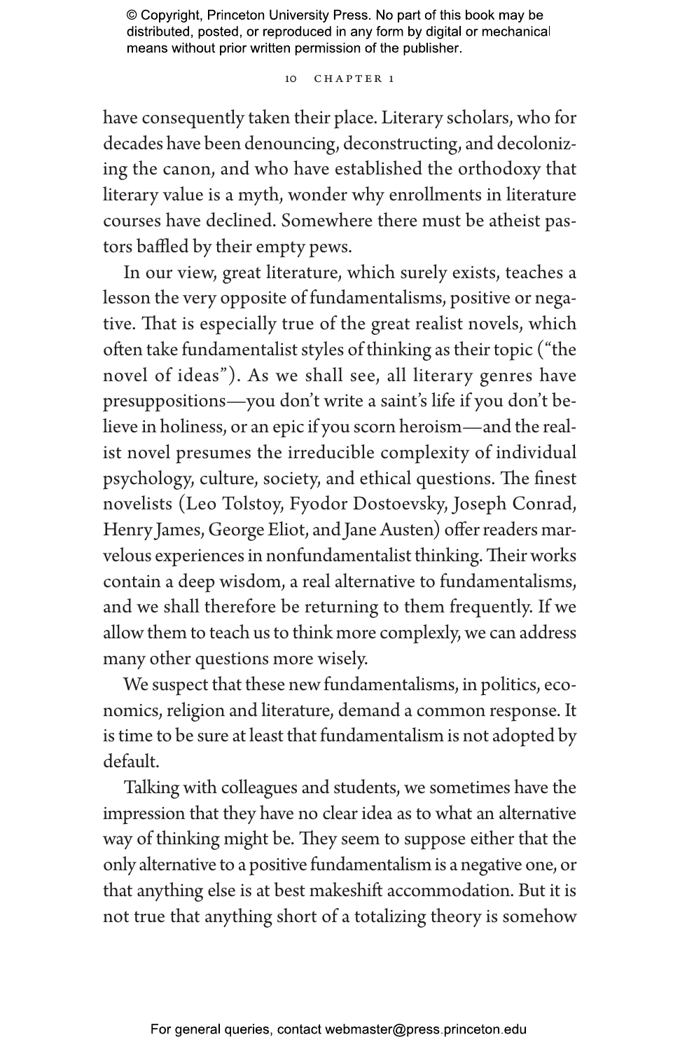have consequently taken their place. Literary scholars, who for decades have been denouncing, deconstructing, and decolonizing the canon, and who have established the orthodoxy that literary value is a myth, wonder why enrollments in literature courses have declined. Somewhere there must be atheist pastors baffled by their empty pews.

In our view, great literature, which surely exists, teaches a lesson the very opposite of fundamentalisms, positive or negative. That is especially true of the great realist novels, which often take fundamentalist styles of thinking as their topic ("the novel of ideas"). As we shall see, all literary genres have presuppositions—you don't write a saint's life if you don't believe in holiness, or an epic if you scorn heroism—and the realist novel presumes the irreducible complexity of individual psychology, culture, society, and ethical questions. The finest novelists (Leo Tolstoy, Fyodor Dostoevsky, Joseph Conrad, Henry James, George Eliot, and Jane Austen) offer readers marvelous experiences in nonfundamentalist thinking. Their works contain a deep wisdom, a real alternative to fundamentalisms, and we shall therefore be returning to them frequently. If we allow them to teach us to think more complexly, we can address many other questions more wisely.

We suspect that these new fundamentalisms, in politics, economics, religion and literature, demand a common response. It is time to be sure at least that fundamentalism is not adopted by default.

Talking with colleagues and students, we sometimes have the impression that they have no clear idea as to what an alternative way of thinking might be. They seem to suppose either that the only alternative to a positive fundamentalism is a negative one, or that anything else is at best makeshift accommodation. But it is not true that anything short of a totalizing theory is somehow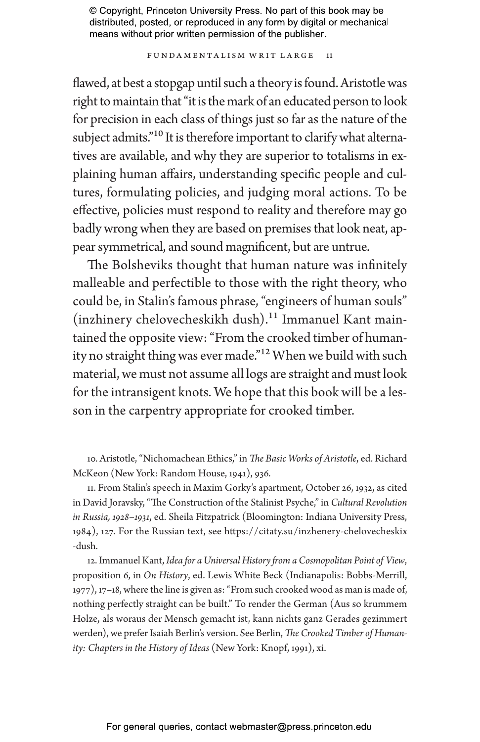flawed, at best a stopgap until such a theory is found. Aristotle was right to maintain that "it is the mark of an educated person to look for precision in each class of things just so far as the nature of the subject admits."[10] It is therefore important to clarify what alternatives are available, and why they are superior to totalisms in explaining human affairs, understanding specific people and cultures, formulating policies, and judging moral actions. To be effective, policies must respond to reality and therefore may go badly wrong when they are based on premises that look neat, appear symmetrical, and sound magnificent, but are untrue.

The Bolsheviks thought that human nature was infinitely malleable and perfectible to those with the right theory, who could be, in Stalin's famous phrase, "engineers of human souls" (inzhinery chelovecheskikh dush).[11] Immanuel Kant maintained the opposite view: "From the crooked timber of humanity no straight thing was ever made."[12] When we build with such material, we must not assume all logs are straight and must look for the intransigent knots. We hope that this book will be a lesson in the carpentry appropriate for crooked timber.

10. Aristotle, "Nichomachean Ethics," in *The Basic Works of Aristotle*, ed. Richard McKeon (New York: Random House, 1941), 936.

11. From Stalin's speech in Maxim Gorky's apartment, October 26, 1932, as cited in David Joravsky, "The Construction of the Stalinist Psyche," in *Cultural Revolution in Russia, 1928–1931*, ed. Sheila Fitzpatrick (Bloomington: Indiana University Press, 1984), 127. For the Russian text, see https://citaty.su/inzhenery-chelovecheskix-dush.

12. Immanuel Kant, *Idea for a Universal History from a Cosmopolitan Point of View*, proposition 6, in *On History*, ed. Lewis White Beck (Indianapolis: Bobbs-Merrill, 1977), 17–18, where the line is given as: "From such crooked wood as man is made of, nothing perfectly straight can be built." To render the German (Aus so krummem Holze, als woraus der Mensch gemacht ist, kann nichts ganz Gerades gezimmert werden), we prefer Isaiah Berlin's version. See Berlin, *The Crooked Timber of Humanity: Chapters in the History of Ideas* (New York: Knopf, 1991), xi.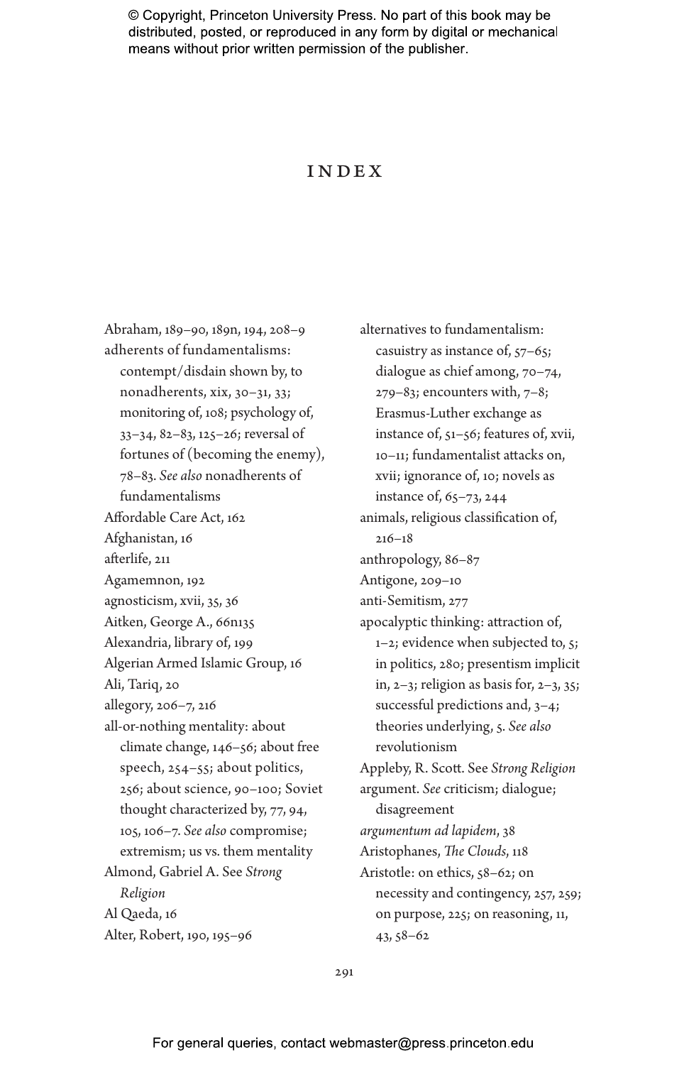# INDEX

Abraham, 189–90, 189n, 194, 208–9
adherents of fundamentalisms: contempt/disdain shown by, to nonadherents, xix, 30–31, 33; monitoring of, 108; psychology of, 33–34, 82–83, 125–26; reversal of fortunes of (becoming the enemy), 78–83. *See also* nonadherents of fundamentalisms
Affordable Care Act, 162
Afghanistan, 16
afterlife, 211
Agamemnon, 192
agnosticism, xvii, 35, 36
Aitken, George A., 66n135
Alexandria, library of, 199
Algerian Armed Islamic Group, 16
Ali, Tariq, 20
allegory, 206–7, 216
all-or-nothing mentality: about climate change, 146–56; about free speech, 254–55; about politics, 256; about science, 90–100; Soviet thought characterized by, 77, 94, 105, 106–7. *See also* compromise; extremism; us vs. them mentality
Almond, Gabriel A. See *Strong Religion*
Al Qaeda, 16
Alter, Robert, 190, 195–96
alternatives to fundamentalism: casuistry as instance of, 57–65; dialogue as chief among, 70–74, 279–83; encounters with, 7–8; Erasmus-Luther exchange as instance of, 51–56; features of, xvii, 10–11; fundamentalist attacks on, xvii; ignorance of, 10; novels as instance of, 65–73, 244
animals, religious classification of, 216–18
anthropology, 86–87
Antigone, 209–10
anti-Semitism, 277
apocalyptic thinking: attraction of, 1–2; evidence when subjected to, 5; in politics, 280; presentism implicit in, 2–3; religion as basis for, 2–3, 35; successful predictions and, 3–4; theories underlying, 5. *See also* revolutionism
Appleby, R. Scott. See *Strong Religion*
argument. *See* criticism; dialogue; disagreement
*argumentum ad lapidem*, 38
Aristophanes, *The Clouds*, 118
Aristotle: on ethics, 58–62; on necessity and contingency, 257, 259; on purpose, 225; on reasoning, 11, 43, 58–62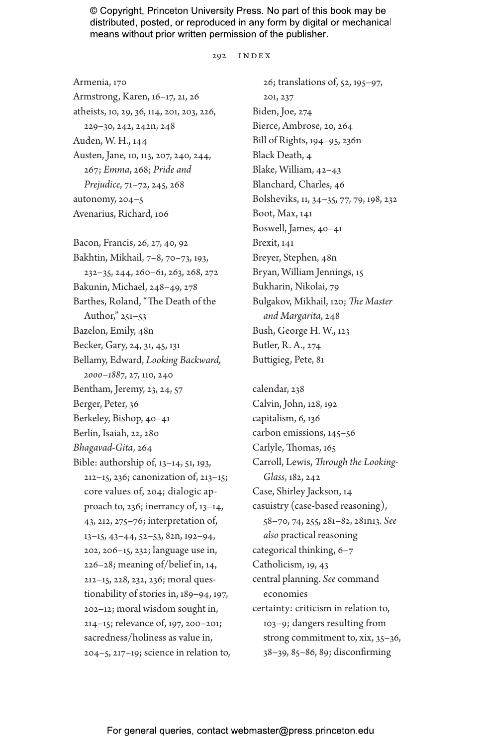Armenia, 170

Armstrong, Karen, 16–17, 21, 26

atheists, 10, 29, 36, 114, 201, 203, 226, 229–30, 242, 242n, 248

Auden, W. H., 144

Austen, Jane, 10, 113, 207, 240, 244, 267; *Emma*, 268; *Pride and Prejudice*, 71–72, 245, 268

autonomy, 204–5

Avenarius, Richard, 106

Bacon, Francis, 26, 27, 40, 92

Bakhtin, Mikhail, 7–8, 70–73, 193, 232–35, 244, 260–61, 263, 268, 272

Bakunin, Michael, 248–49, 278

Barthes, Roland, "The Death of the Author," 251–53

Bazelon, Emily, 48n

Becker, Gary, 24, 31, 45, 131

Bellamy, Edward, *Looking Backward, 2000–1887*, 27, 110, 240

Bentham, Jeremy, 23, 24, 57

Berger, Peter, 36

Berkeley, Bishop, 40–41

Berlin, Isaiah, 22, 280

*Bhagavad-Gita*, 264

Bible: authorship of, 13–14, 51, 193, 212–15, 236; canonization of, 213–15; core values of, 204; dialogic approach to, 236; inerrancy of, 13–14, 43, 212, 275–76; interpretation of, 13–15, 43–44, 52–53, 82n, 192–94, 202, 206–15, 232; language use in, 226–28; meaning of/belief in, 14, 212–15, 228, 232, 236; moral questionability of stories in, 189–94, 197, 202–12; moral wisdom sought in, 214–15; relevance of, 197, 200–201; sacredness/holiness as value in, 204–5, 217–19; science in relation to, 26; translations of, 52, 195–97, 201, 237

Biden, Joe, 274

Bierce, Ambrose, 20, 264

Bill of Rights, 194–95, 236n

Black Death, 4

Blake, William, 42–43

Blanchard, Charles, 46

Bolsheviks, 11, 34–35, 77, 79, 198, 232

Boot, Max, 141

Boswell, James, 40–41

Brexit, 141

Breyer, Stephen, 48n

Bryan, William Jennings, 15

Bukharin, Nikolai, 79

Bulgakov, Mikhail, 120; *The Master and Margarita*, 248

Bush, George H. W., 123

Butler, R. A., 274

Buttigieg, Pete, 81

calendar, 238

Calvin, John, 128, 192

capitalism, 6, 136

carbon emissions, 145–56

Carlyle, Thomas, 165

Carroll, Lewis, *Through the Looking-Glass*, 182, 242

Case, Shirley Jackson, 14

casuistry (case-based reasoning), 58–70, 74, 255, 281–82, 281n13. *See also* practical reasoning

categorical thinking, 6–7

Catholicism, 19, 43

central planning. *See* command economies

certainty: criticism in relation to, 103–9; dangers resulting from strong commitment to, xix, 35–36, 38–39, 85–86, 89; disconfirming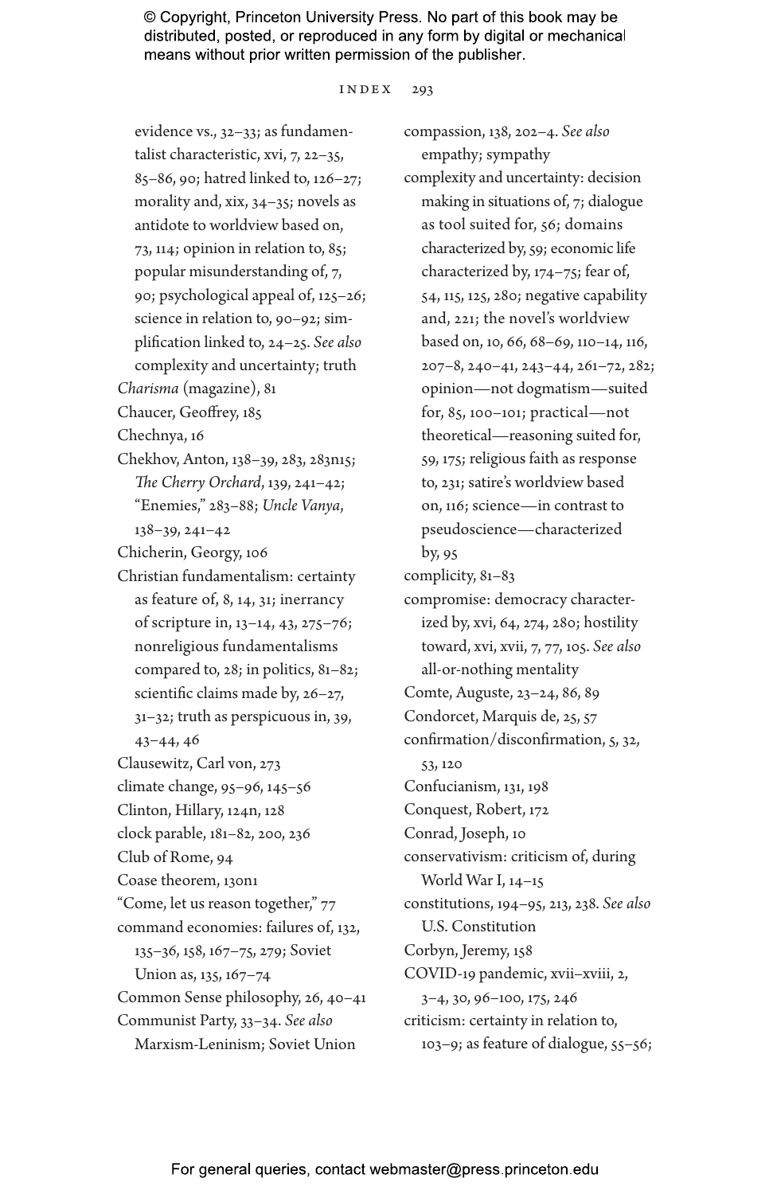evidence vs., 32–33; as fundamentalist characteristic, xvi, 7, 22–35, 85–86, 90; hatred linked to, 126–27; morality and, xix, 34–35; novels as antidote to worldview based on, 73, 114; opinion in relation to, 85; popular misunderstanding of, 7, 90; psychological appeal of, 125–26; science in relation to, 90–92; simplification linked to, 24–25. *See also* complexity and uncertainty; truth

*Charisma* (magazine), 81

Chaucer, Geoffrey, 185

Chechnya, 16

Chekhov, Anton, 138–39, 283, 283n15; *The Cherry Orchard*, 139, 241–42; "Enemies," 283–88; *Uncle Vanya*, 138–39, 241–42

Chicherin, Georgy, 106

Christian fundamentalism: certainty as feature of, 8, 14, 31; inerrancy of scripture in, 13–14, 43, 275–76; nonreligious fundamentalisms compared to, 28; in politics, 81–82; scientific claims made by, 26–27, 31–32; truth as perspicuous in, 39, 43–44, 46

Clausewitz, Carl von, 273

climate change, 95–96, 145–56

Clinton, Hillary, 124n, 128

clock parable, 181–82, 200, 236

Club of Rome, 94

Coase theorem, 130n1

"Come, let us reason together," 77

command economies: failures of, 132, 135–36, 158, 167–75, 279; Soviet Union as, 135, 167–74

Common Sense philosophy, 26, 40–41

Communist Party, 33–34. *See also* Marxism-Leninism; Soviet Union

compassion, 138, 202–4. *See also* empathy; sympathy

complexity and uncertainty: decision making in situations of, 7; dialogue as tool suited for, 56; domains characterized by, 59; economic life characterized by, 174–75; fear of, 54, 115, 125, 280; negative capability and, 221; the novel's worldview based on, 10, 66, 68–69, 110–14, 116, 207–8, 240–41, 243–44, 261–72, 282; opinion—not dogmatism—suited for, 85, 100–101; practical—not theoretical—reasoning suited for, 59, 175; religious faith as response to, 231; satire's worldview based on, 116; science—in contrast to pseudoscience—characterized by, 95

complicity, 81–83

compromise: democracy characterized by, xvi, 64, 274, 280; hostility toward, xvi, xvii, 7, 77, 105. *See also* all-or-nothing mentality

Comte, Auguste, 23–24, 86, 89

Condorcet, Marquis de, 25, 57

confirmation/disconfirmation, 5, 32, 53, 120

Confucianism, 131, 198

Conquest, Robert, 172

Conrad, Joseph, 10

conservativism: criticism of, during World War I, 14–15

constitutions, 194–95, 213, 238. *See also* U.S. Constitution

Corbyn, Jeremy, 158

COVID-19 pandemic, xvii–xviii, 2, 3–4, 30, 96–100, 175, 246

criticism: certainty in relation to, 103–9; as feature of dialogue, 55–56;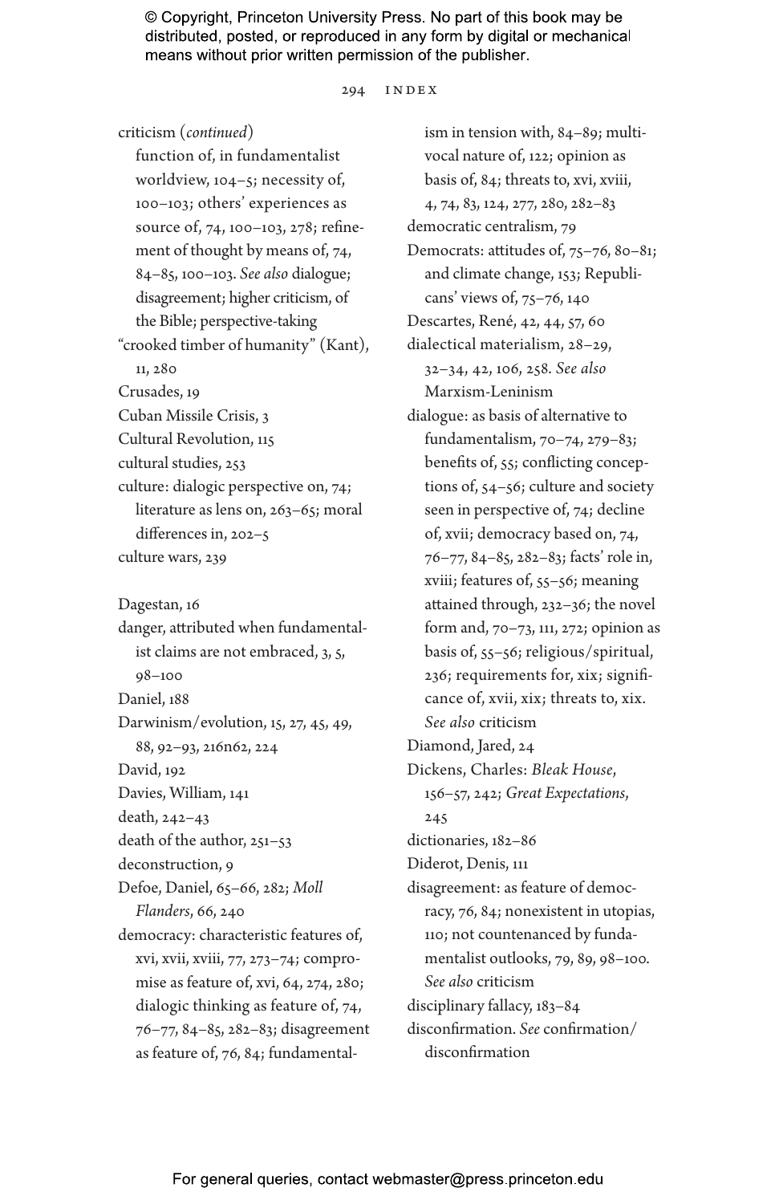criticism (*continued*)
  function of, in fundamentalist worldview, 104–5; necessity of, 100–103; others' experiences as source of, 74, 100–103, 278; refinement of thought by means of, 74, 84–85, 100–103. *See also* dialogue; disagreement; higher criticism, of the Bible; perspective-taking

"crooked timber of humanity" (Kant), 11, 280

Crusades, 19

Cuban Missile Crisis, 3

Cultural Revolution, 115

cultural studies, 253

culture: dialogic perspective on, 74; literature as lens on, 263–65; moral differences in, 202–5

culture wars, 239

Dagestan, 16

danger, attributed when fundamentalist claims are not embraced, 3, 5, 98–100

Daniel, 188

Darwinism/evolution, 15, 27, 45, 49, 88, 92–93, 216n62, 224

David, 192

Davies, William, 141

death, 242–43

death of the author, 251–53

deconstruction, 9

Defoe, Daniel, 65–66, 282; *Moll Flanders*, 66, 240

democracy: characteristic features of, xvi, xvii, xviii, 77, 273–74; compromise as feature of, xvi, 64, 274, 280; dialogic thinking as feature of, 74, 76–77, 84–85, 282–83; disagreement as feature of, 76, 84; fundamentalism in tension with, 84–89; multivocal nature of, 122; opinion as basis of, 84; threats to, xvi, xviii, 4, 74, 83, 124, 277, 280, 282–83

democratic centralism, 79

Democrats: attitudes of, 75–76, 80–81; and climate change, 153; Republicans' views of, 75–76, 140

Descartes, René, 42, 44, 57, 60

dialectical materialism, 28–29, 32–34, 42, 106, 258. *See also* Marxism-Leninism

dialogue: as basis of alternative to fundamentalism, 70–74, 279–83; benefits of, 55; conflicting conceptions of, 54–56; culture and society seen in perspective of, 74; decline of, xvii; democracy based on, 74, 76–77, 84–85, 282–83; facts' role in, xviii; features of, 55–56; meaning attained through, 232–36; the novel form and, 70–73, 111, 272; opinion as basis of, 55–56; religious/spiritual, 236; requirements for, xix; significance of, xvii, xix; threats to, xix. *See also* criticism

Diamond, Jared, 24

Dickens, Charles: *Bleak House*, 156–57, 242; *Great Expectations*, 245

dictionaries, 182–86

Diderot, Denis, 111

disagreement: as feature of democracy, 76, 84; nonexistent in utopias, 110; not countenanced by fundamentalist outlooks, 79, 89, 98–100. *See also* criticism

disciplinary fallacy, 183–84

disconfirmation. *See* confirmation/disconfirmation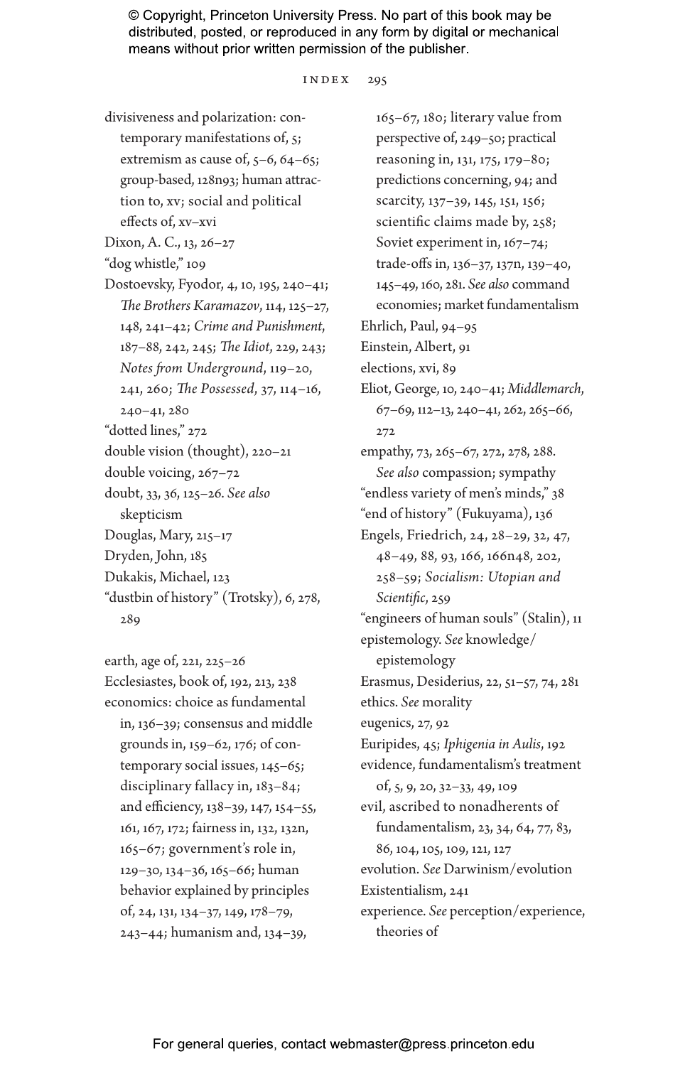divisiveness and polarization: contemporary manifestations of, 5; extremism as cause of, 5–6, 64–65; group-based, 128n93; human attraction to, xv; social and political effects of, xv–xvi

Dixon, A. C., 13, 26–27

"dog whistle," 109

Dostoevsky, Fyodor, 4, 10, 195, 240–41; *The Brothers Karamazov*, 114, 125–27, 148, 241–42; *Crime and Punishment*, 187–88, 242, 245; *The Idiot*, 229, 243; *Notes from Underground*, 119–20, 241, 260; *The Possessed*, 37, 114–16, 240–41, 280

"dotted lines," 272

double vision (thought), 220–21

double voicing, 267–72

doubt, 33, 36, 125–26. *See also* skepticism

Douglas, Mary, 215–17

Dryden, John, 185

Dukakis, Michael, 123

"dustbin of history" (Trotsky), 6, 278, 289

earth, age of, 221, 225–26

Ecclesiastes, book of, 192, 213, 238

economics: choice as fundamental in, 136–39; consensus and middle grounds in, 159–62, 176; of contemporary social issues, 145–65; disciplinary fallacy in, 183–84; and efficiency, 138–39, 147, 154–55, 161, 167, 172; fairness in, 132, 132n, 165–67; government's role in, 129–30, 134–36, 165–66; human behavior explained by principles of, 24, 131, 134–37, 149, 178–79, 243–44; humanism and, 134–39, 165–67, 180; literary value from perspective of, 249–50; practical reasoning in, 131, 175, 179–80; predictions concerning, 94; and scarcity, 137–39, 145, 151, 156; scientific claims made by, 258; Soviet experiment in, 167–74; trade-offs in, 136–37, 137n, 139–40, 145–49, 160, 281. *See also* command economies; market fundamentalism

Ehrlich, Paul, 94–95

Einstein, Albert, 91

elections, xvi, 89

Eliot, George, 10, 240–41; *Middlemarch*, 67–69, 112–13, 240–41, 262, 265–66, 272

empathy, 73, 265–67, 272, 278, 288. *See also* compassion; sympathy

"endless variety of men's minds," 38

"end of history" (Fukuyama), 136

Engels, Friedrich, 24, 28–29, 32, 47, 48–49, 88, 93, 166, 166n48, 202, 258–59; *Socialism: Utopian and Scientific*, 259

"engineers of human souls" (Stalin), 11

epistemology. *See* knowledge/epistemology

Erasmus, Desiderius, 22, 51–57, 74, 281

ethics. *See* morality

eugenics, 27, 92

Euripides, 45; *Iphigenia in Aulis*, 192

evidence, fundamentalism's treatment of, 5, 9, 20, 32–33, 49, 109

evil, ascribed to nonadherents of fundamentalism, 23, 34, 64, 77, 83, 86, 104, 105, 109, 121, 127

evolution. *See* Darwinism/evolution

Existentialism, 241

experience. *See* perception/experience, theories of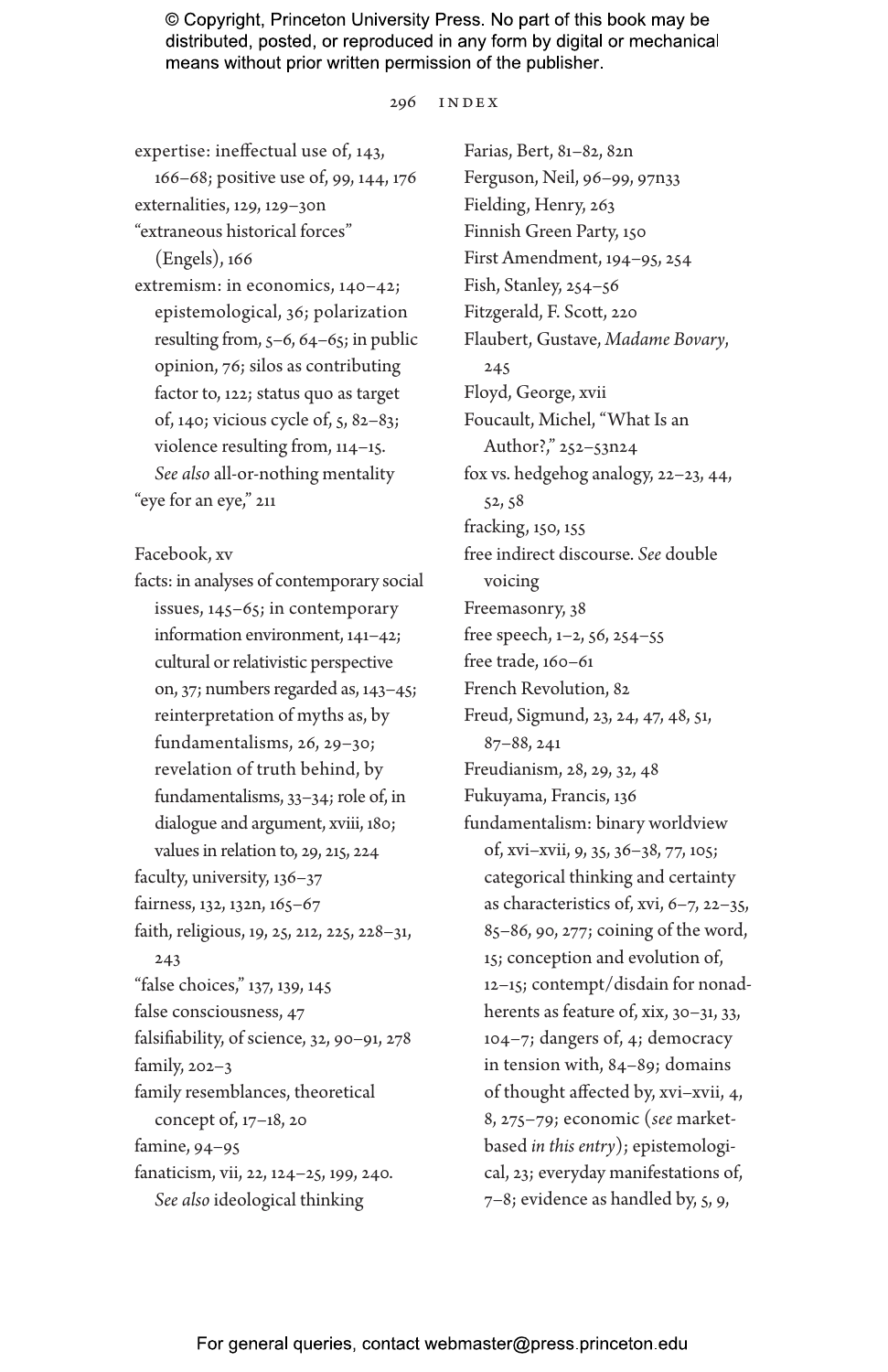expertise: ineffectual use of, 143, 166–68; positive use of, 99, 144, 176

externalities, 129, 129–30n

"extraneous historical forces" (Engels), 166

extremism: in economics, 140–42; epistemological, 36; polarization resulting from, 5–6, 64–65; in public opinion, 76; silos as contributing factor to, 122; status quo as target of, 140; vicious cycle of, 5, 82–83; violence resulting from, 114–15. *See also* all-or-nothing mentality

"eye for an eye," 211

Facebook, xv

facts: in analyses of contemporary social issues, 145–65; in contemporary information environment, 141–42; cultural or relativistic perspective on, 37; numbers regarded as, 143–45; reinterpretation of myths as, by fundamentalisms, 26, 29–30; revelation of truth behind, by fundamentalisms, 33–34; role of, in dialogue and argument, xviii, 180; values in relation to, 29, 215, 224

faculty, university, 136–37

fairness, 132, 132n, 165–67

faith, religious, 19, 25, 212, 225, 228–31, 243

"false choices," 137, 139, 145

false consciousness, 47

falsifiability, of science, 32, 90–91, 278

family, 202–3

family resemblances, theoretical concept of, 17–18, 20

famine, 94–95

fanaticism, vii, 22, 124–25, 199, 240. *See also* ideological thinking

Farias, Bert, 81–82, 82n

Ferguson, Neil, 96–99, 97n33

Fielding, Henry, 263

Finnish Green Party, 150

First Amendment, 194–95, 254

Fish, Stanley, 254–56

Fitzgerald, F. Scott, 220

Flaubert, Gustave, *Madame Bovary*, 245

Floyd, George, xvii

Foucault, Michel, "What Is an Author?," 252–53n24

fox vs. hedgehog analogy, 22–23, 44, 52, 58

fracking, 150, 155

free indirect discourse. *See* double voicing

Freemasonry, 38

free speech, 1–2, 56, 254–55

free trade, 160–61

French Revolution, 82

Freud, Sigmund, 23, 24, 47, 48, 51, 87–88, 241

Freudianism, 28, 29, 32, 48

Fukuyama, Francis, 136

fundamentalism: binary worldview of, xvi–xvii, 9, 35, 36–38, 77, 105; categorical thinking and certainty as characteristics of, xvi, 6–7, 22–35, 85–86, 90, 277; coining of the word, 15; conception and evolution of, 12–15; contempt/disdain for nonadherents as feature of, xix, 30–31, 33, 104–7; dangers of, 4; democracy in tension with, 84–89; domains of thought affected by, xvi–xvii, 4, 8, 275–79; economic (*see* market-based *in this entry*); epistemological, 23; everyday manifestations of, 7–8; evidence as handled by, 5, 9,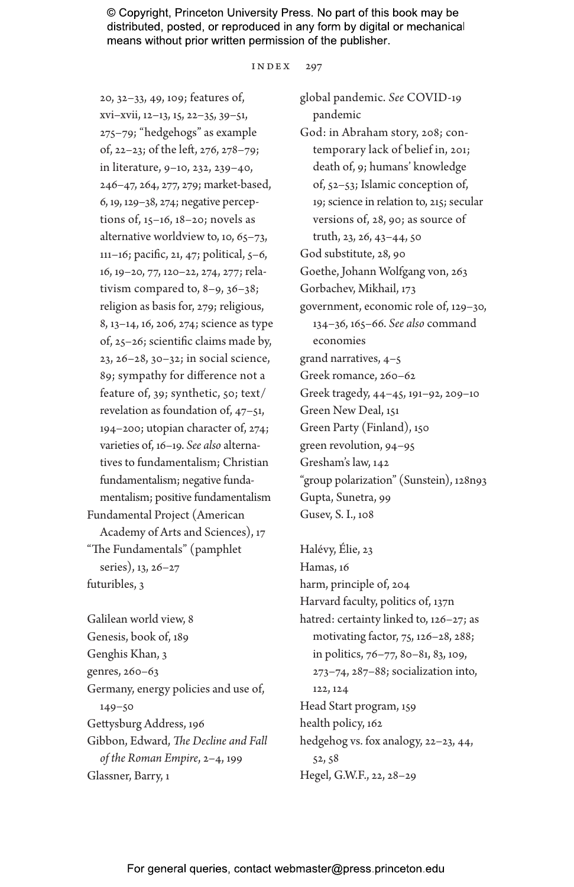20, 32–33, 49, 109; features of, xvi–xvii, 12–13, 15, 22–35, 39–51, 275–79; "hedgehogs" as example of, 22–23; of the left, 276, 278–79; in literature, 9–10, 232, 239–40, 246–47, 264, 277, 279; market-based, 6, 19, 129–38, 274; negative perceptions of, 15–16, 18–20; novels as alternative worldview to, 10, 65–73, 111–16; pacific, 21, 47; political, 5–6, 16, 19–20, 77, 120–22, 274, 277; relativism compared to, 8–9, 36–38; religion as basis for, 279; religious, 8, 13–14, 16, 206, 274; science as type of, 25–26; scientific claims made by, 23, 26–28, 30–32; in social science, 89; sympathy for difference not a feature of, 39; synthetic, 50; text/revelation as foundation of, 47–51, 194–200; utopian character of, 274; varieties of, 16–19. *See also* alternatives to fundamentalism; Christian fundamentalism; negative fundamentalism; positive fundamentalism

Fundamental Project (American Academy of Arts and Sciences), 17

"The Fundamentals" (pamphlet series), 13, 26–27

futuribles, 3

Galilean world view, 8

Genesis, book of, 189

Genghis Khan, 3

genres, 260–63

Germany, energy policies and use of, 149–50

Gettysburg Address, 196

Gibbon, Edward, *The Decline and Fall of the Roman Empire*, 2–4, 199

Glassner, Barry, 1

global pandemic. *See* COVID-19 pandemic

God: in Abraham story, 208; contemporary lack of belief in, 201; death of, 9; humans' knowledge of, 52–53; Islamic conception of, 19; science in relation to, 215; secular versions of, 28, 90; as source of truth, 23, 26, 43–44, 50

God substitute, 28, 90

Goethe, Johann Wolfgang von, 263

Gorbachev, Mikhail, 173

government, economic role of, 129–30, 134–36, 165–66. *See also* command economies

grand narratives, 4–5

Greek romance, 260–62

Greek tragedy, 44–45, 191–92, 209–10

Green New Deal, 151

Green Party (Finland), 150

green revolution, 94–95

Gresham's law, 142

"group polarization" (Sunstein), 128n93

Gupta, Sunetra, 99

Gusev, S. I., 108

Halévy, Élie, 23

Hamas, 16

harm, principle of, 204

Harvard faculty, politics of, 137n

hatred: certainty linked to, 126–27; as motivating factor, 75, 126–28, 288; in politics, 76–77, 80–81, 83, 109, 273–74, 287–88; socialization into, 122, 124

Head Start program, 159

health policy, 162

hedgehog vs. fox analogy, 22–23, 44, 52, 58

Hegel, G.W.F., 22, 28–29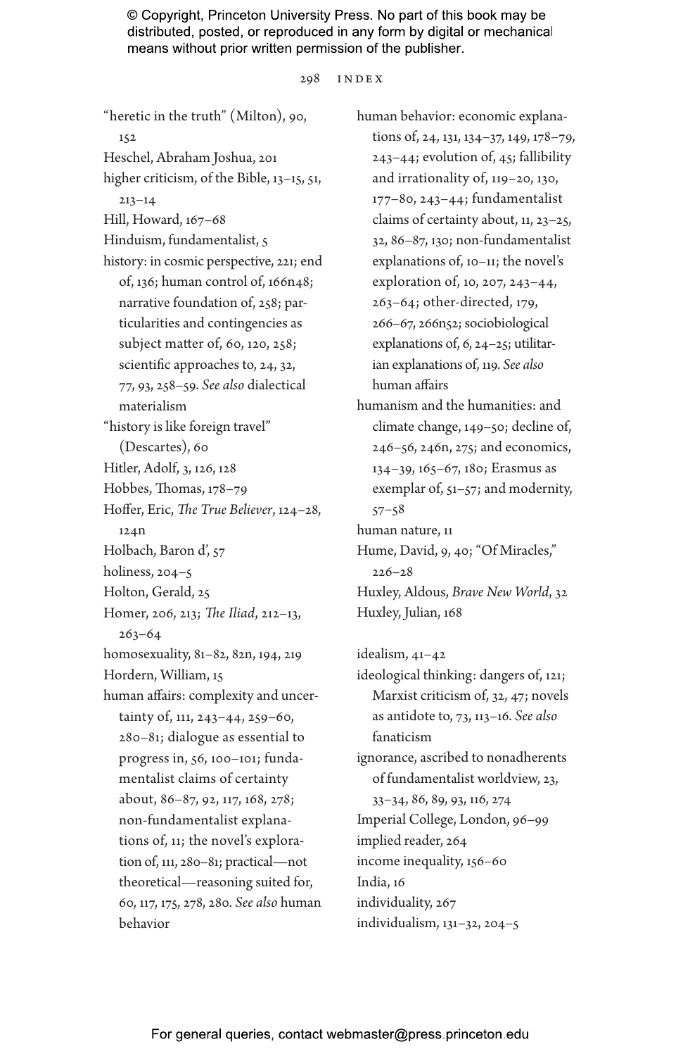"heretic in the truth" (Milton), 90, 152

Heschel, Abraham Joshua, 201

higher criticism, of the Bible, 13–15, 51, 213–14

Hill, Howard, 167–68

Hinduism, fundamentalist, 5

history: in cosmic perspective, 221; end of, 136; human control of, 166n48; narrative foundation of, 258; particularities and contingencies as subject matter of, 60, 120, 258; scientific approaches to, 24, 32, 77, 93, 258–59. *See also* dialectical materialism

"history is like foreign travel" (Descartes), 60

Hitler, Adolf, 3, 126, 128

Hobbes, Thomas, 178–79

Hoffer, Eric, *The True Believer*, 124–28, 124n

Holbach, Baron d', 57

holiness, 204–5

Holton, Gerald, 25

Homer, 206, 213; *The Iliad*, 212–13, 263–64

homosexuality, 81–82, 82n, 194, 219

Hordern, William, 15

human affairs: complexity and uncertainty of, 111, 243–44, 259–60, 280–81; dialogue as essential to progress in, 56, 100–101; fundamentalist claims of certainty about, 86–87, 92, 117, 168, 278; non-fundamentalist explanations of, 11; the novel's exploration of, 111, 280–81; practical—not theoretical—reasoning suited for, 60, 117, 175, 278, 280. *See also* human behavior

human behavior: economic explanations of, 24, 131, 134–37, 149, 178–79, 243–44; evolution of, 45; fallibility and irrationality of, 119–20, 130, 177–80, 243–44; fundamentalist claims of certainty about, 11, 23–25, 32, 86–87, 130; non-fundamentalist explanations of, 10–11; the novel's exploration of, 10, 207, 243–44, 263–64; other-directed, 179, 266–67, 266n52; sociobiological explanations of, 6, 24–25; utilitarian explanations of, 119. *See also* human affairs

humanism and the humanities: and climate change, 149–50; decline of, 246–56, 246n, 275; and economics, 134–39, 165–67, 180; Erasmus as exemplar of, 51–57; and modernity, 57–58

human nature, 11

Hume, David, 9, 40; "Of Miracles," 226–28

Huxley, Aldous, *Brave New World*, 32

Huxley, Julian, 168

idealism, 41–42

ideological thinking: dangers of, 121; Marxist criticism of, 32, 47; novels as antidote to, 73, 113–16. *See also* fanaticism

ignorance, ascribed to nonadherents of fundamentalist worldview, 23, 33–34, 86, 89, 93, 116, 274

Imperial College, London, 96–99

implied reader, 264

income inequality, 156–60

India, 16

individuality, 267

individualism, 131–32, 204–5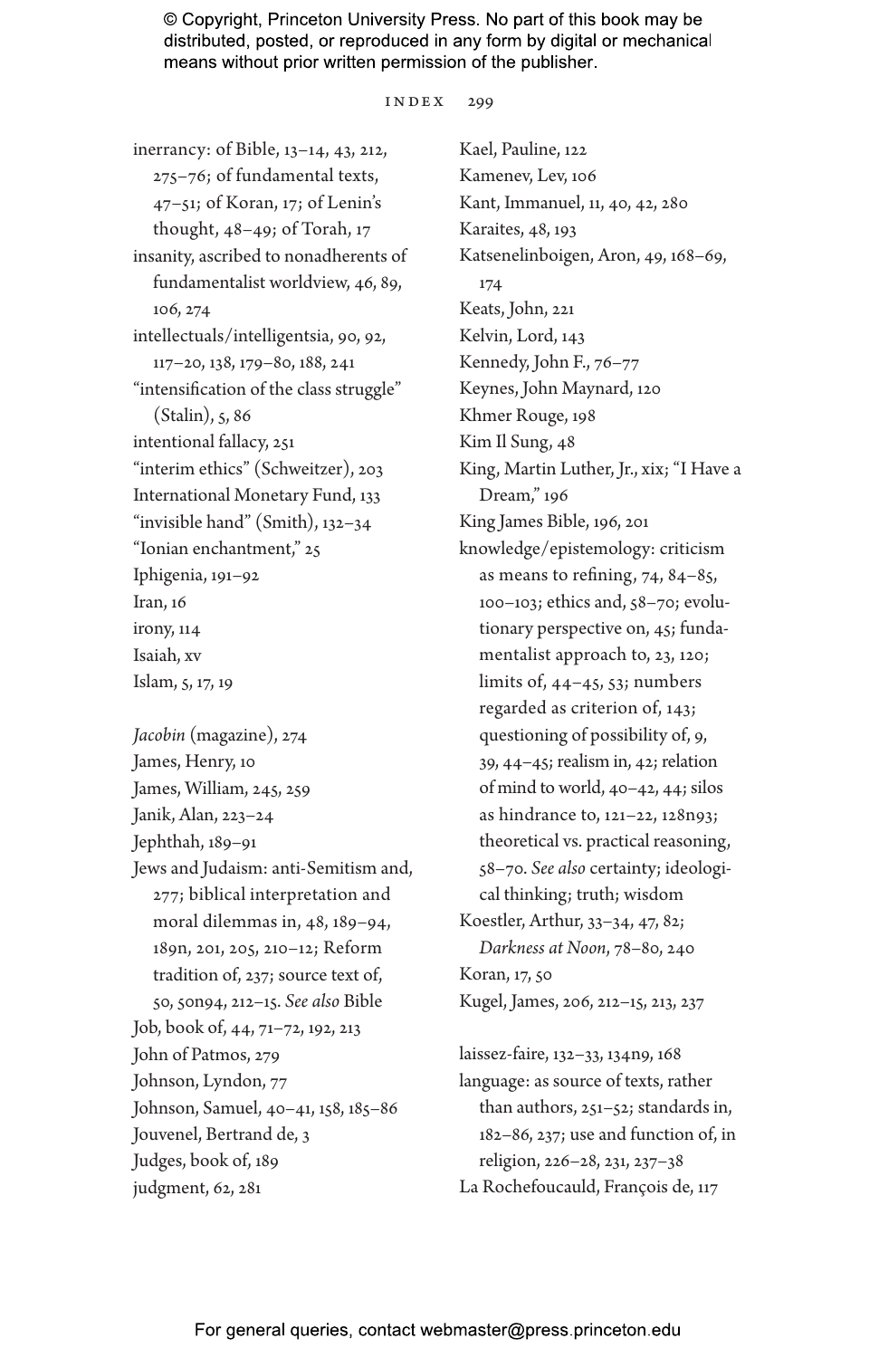inerrancy: of Bible, 13–14, 43, 212, 275–76; of fundamental texts, 47–51; of Koran, 17; of Lenin's thought, 48–49; of Torah, 17
insanity, ascribed to nonadherents of fundamentalist worldview, 46, 89, 106, 274
intellectuals/intelligentsia, 90, 92, 117–20, 138, 179–80, 188, 241
"intensification of the class struggle" (Stalin), 5, 86
intentional fallacy, 251
"interim ethics" (Schweitzer), 203
International Monetary Fund, 133
"invisible hand" (Smith), 132–34
"Ionian enchantment," 25
Iphigenia, 191–92
Iran, 16
irony, 114
Isaiah, xv
Islam, 5, 17, 19

*Jacobin* (magazine), 274
James, Henry, 10
James, William, 245, 259
Janik, Alan, 223–24
Jephthah, 189–91
Jews and Judaism: anti-Semitism and, 277; biblical interpretation and moral dilemmas in, 48, 189–94, 189n, 201, 205, 210–12; Reform tradition of, 237; source text of, 50, 50n94, 212–15. *See also* Bible
Job, book of, 44, 71–72, 192, 213
John of Patmos, 279
Johnson, Lyndon, 77
Johnson, Samuel, 40–41, 158, 185–86
Jouvenel, Bertrand de, 3
Judges, book of, 189
judgment, 62, 281

Kael, Pauline, 122
Kamenev, Lev, 106
Kant, Immanuel, 11, 40, 42, 280
Karaites, 48, 193
Katsenelinboigen, Aron, 49, 168–69, 174
Keats, John, 221
Kelvin, Lord, 143
Kennedy, John F., 76–77
Keynes, John Maynard, 120
Khmer Rouge, 198
Kim Il Sung, 48
King, Martin Luther, Jr., xix; "I Have a Dream," 196
King James Bible, 196, 201
knowledge/epistemology: criticism as means to refining, 74, 84–85, 100–103; ethics and, 58–70; evolutionary perspective on, 45; fundamentalist approach to, 23, 120; limits of, 44–45, 53; numbers regarded as criterion of, 143; questioning of possibility of, 9, 39, 44–45; realism in, 42; relation of mind to world, 40–42, 44; silos as hindrance to, 121–22, 128n93; theoretical vs. practical reasoning, 58–70. *See also* certainty; ideological thinking; truth; wisdom
Koestler, Arthur, 33–34, 47, 82; *Darkness at Noon*, 78–80, 240
Koran, 17, 50
Kugel, James, 206, 212–15, 213, 237

laissez-faire, 132–33, 134n9, 168
language: as source of texts, rather than authors, 251–52; standards in, 182–86, 237; use and function of, in religion, 226–28, 231, 237–38
La Rochefoucauld, François de, 117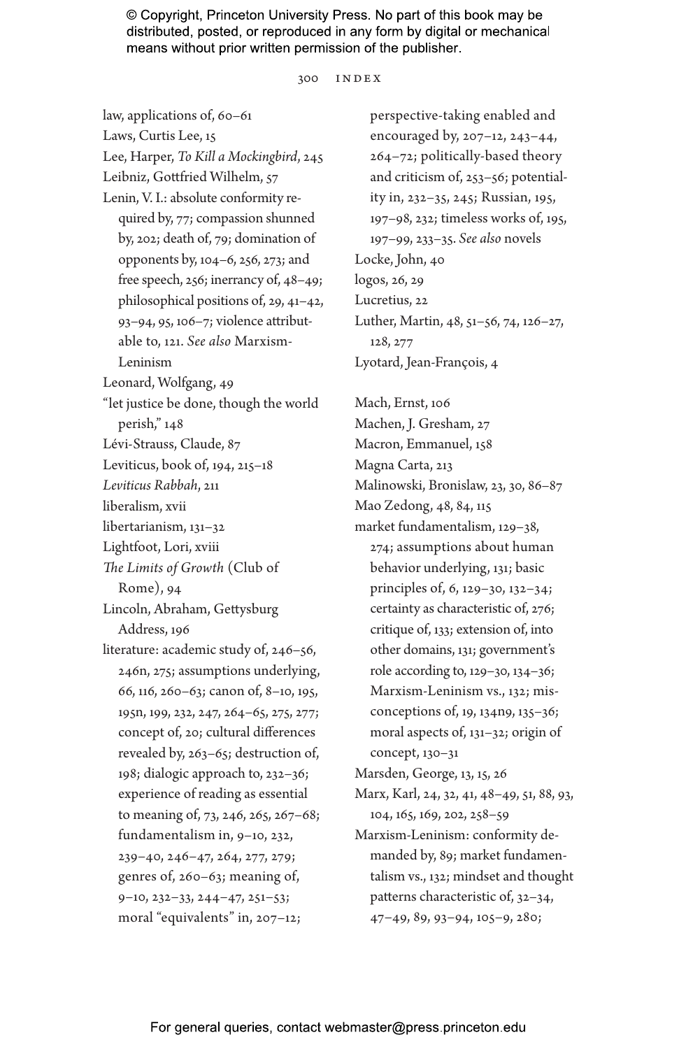law, applications of, 60–61
Laws, Curtis Lee, 15
Lee, Harper, *To Kill a Mockingbird*, 245
Leibniz, Gottfried Wilhelm, 57
Lenin, V. I.: absolute conformity required by, 77; compassion shunned by, 202; death of, 79; domination of opponents by, 104–6, 256, 273; and free speech, 256; inerrancy of, 48–49; philosophical positions of, 29, 41–42, 93–94, 95, 106–7; violence attributable to, 121. *See also* Marxism-Leninism
Leonard, Wolfgang, 49
"let justice be done, though the world perish," 148
Lévi-Strauss, Claude, 87
Leviticus, book of, 194, 215–18
*Leviticus Rabbah*, 211
liberalism, xvii
libertarianism, 131–32
Lightfoot, Lori, xviii
*The Limits of Growth* (Club of Rome), 94
Lincoln, Abraham, Gettysburg Address, 196
literature: academic study of, 246–56, 246n, 275; assumptions underlying, 66, 116, 260–63; canon of, 8–10, 195, 195n, 199, 232, 247, 264–65, 275, 277; concept of, 20; cultural differences revealed by, 263–65; destruction of, 198; dialogic approach to, 232–36; experience of reading as essential to meaning of, 73, 246, 265, 267–68; fundamentalism in, 9–10, 232, 239–40, 246–47, 264, 277, 279; genres of, 260–63; meaning of, 9–10, 232–33, 244–47, 251–53; moral "equivalents" in, 207–12; perspective-taking enabled and encouraged by, 207–12, 243–44, 264–72; politically-based theory and criticism of, 253–56; potentiality in, 232–35, 245; Russian, 195, 197–98, 232; timeless works of, 195, 197–99, 233–35. *See also* novels
Locke, John, 40
logos, 26, 29
Lucretius, 22
Luther, Martin, 48, 51–56, 74, 126–27, 128, 277
Lyotard, Jean-François, 4

Mach, Ernst, 106
Machen, J. Gresham, 27
Macron, Emmanuel, 158
Magna Carta, 213
Malinowski, Bronislaw, 23, 30, 86–87
Mao Zedong, 48, 84, 115
market fundamentalism, 129–38, 274; assumptions about human behavior underlying, 131; basic principles of, 6, 129–30, 132–34; certainty as characteristic of, 276; critique of, 133; extension of, into other domains, 131; government's role according to, 129–30, 134–36; Marxism-Leninism vs., 132; misconceptions of, 19, 134n9, 135–36; moral aspects of, 131–32; origin of concept, 130–31
Marsden, George, 13, 15, 26
Marx, Karl, 24, 32, 41, 48–49, 51, 88, 93, 104, 165, 169, 202, 258–59
Marxism-Leninism: conformity demanded by, 89; market fundamentalism vs., 132; mindset and thought patterns characteristic of, 32–34, 47–49, 89, 93–94, 105–9, 280;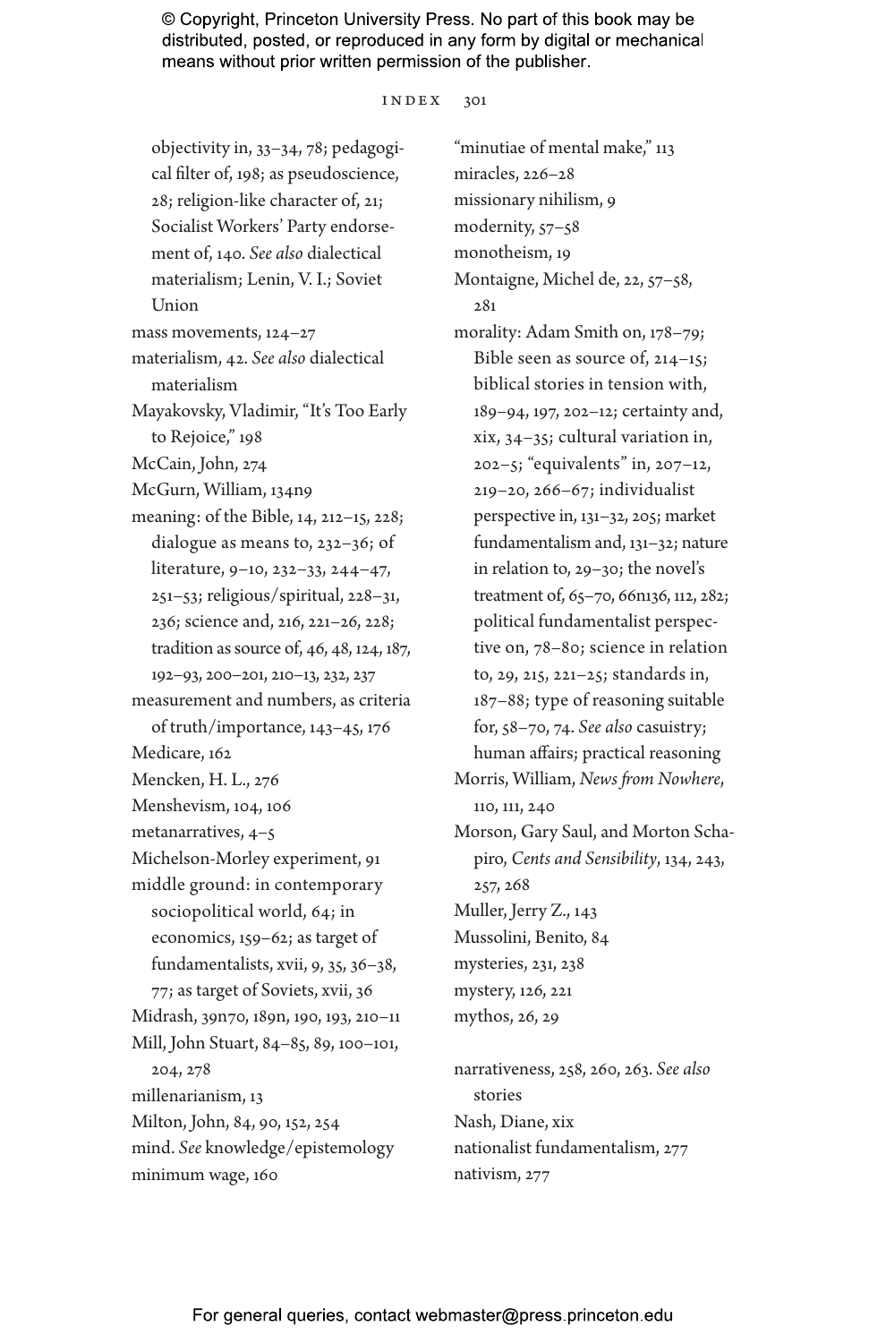objectivity in, 33–34, 78; pedagogical filter of, 198; as pseudoscience, 28; religion-like character of, 21; Socialist Workers' Party endorsement of, 140. *See also* dialectical materialism; Lenin, V. I.; Soviet Union

mass movements, 124–27

materialism, 42. *See also* dialectical materialism

Mayakovsky, Vladimir, "It's Too Early to Rejoice," 198

McCain, John, 274

McGurn, William, 134n9

meaning: of the Bible, 14, 212–15, 228; dialogue as means to, 232–36; of literature, 9–10, 232–33, 244–47, 251–53; religious/spiritual, 228–31, 236; science and, 216, 221–26, 228; tradition as source of, 46, 48, 124, 187, 192–93, 200–201, 210–13, 232, 237

measurement and numbers, as criteria of truth/importance, 143–45, 176

Medicare, 162

Mencken, H. L., 276

Menshevism, 104, 106

metanarratives, 4–5

Michelson-Morley experiment, 91

middle ground: in contemporary sociopolitical world, 64; in economics, 159–62; as target of fundamentalists, xvii, 9, 35, 36–38, 77; as target of Soviets, xvii, 36

Midrash, 39n70, 189n, 190, 193, 210–11

Mill, John Stuart, 84–85, 89, 100–101, 204, 278

millenarianism, 13

Milton, John, 84, 90, 152, 254

mind. *See* knowledge/epistemology

minimum wage, 160

"minutiae of mental make," 113

miracles, 226–28

missionary nihilism, 9

modernity, 57–58

monotheism, 19

Montaigne, Michel de, 22, 57–58, 281

morality: Adam Smith on, 178–79; Bible seen as source of, 214–15; biblical stories in tension with, 189–94, 197, 202–12; certainty and, xix, 34–35; cultural variation in, 202–5; "equivalents" in, 207–12, 219–20, 266–67; individualist perspective in, 131–32, 205; market fundamentalism and, 131–32; nature in relation to, 29–30; the novel's treatment of, 65–70, 66n136, 112, 282; political fundamentalist perspective on, 78–80; science in relation to, 29, 215, 221–25; standards in, 187–88; type of reasoning suitable for, 58–70, 74. *See also* casuistry; human affairs; practical reasoning

Morris, William, *News from Nowhere*, 110, 111, 240

Morson, Gary Saul, and Morton Schapiro, *Cents and Sensibility*, 134, 243, 257, 268

Muller, Jerry Z., 143

Mussolini, Benito, 84

mysteries, 231, 238

mystery, 126, 221

mythos, 26, 29

narrativeness, 258, 260, 263. *See also* stories

Nash, Diane, xix

nationalist fundamentalism, 277

nativism, 277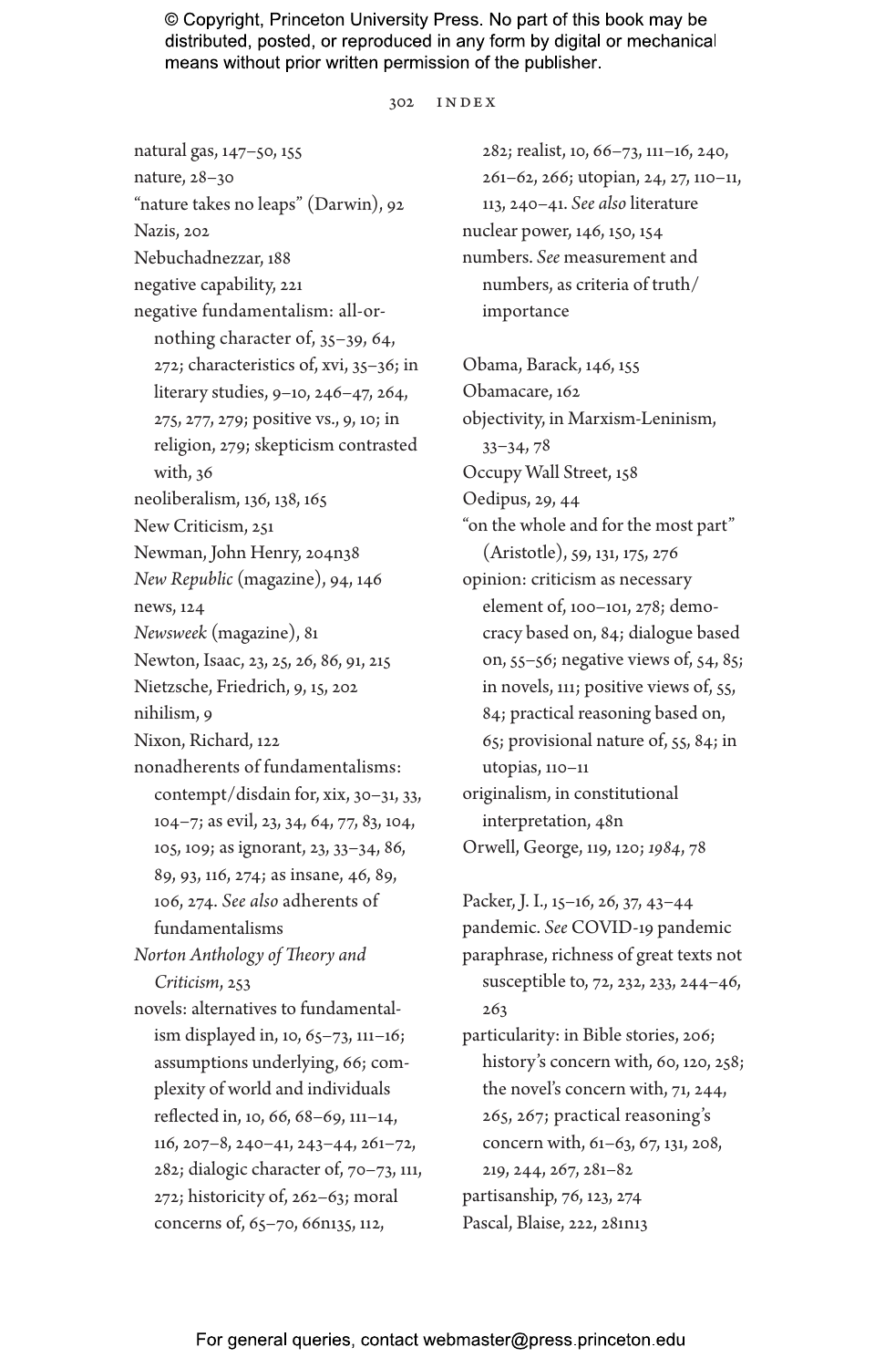natural gas, 147–50, 155
nature, 28–30
"nature takes no leaps" (Darwin), 92
Nazis, 202
Nebuchadnezzar, 188
negative capability, 221
negative fundamentalism: all-or-nothing character of, 35–39, 64, 272; characteristics of, xvi, 35–36; in literary studies, 9–10, 246–47, 264, 275, 277, 279; positive vs., 9, 10; in religion, 279; skepticism contrasted with, 36
neoliberalism, 136, 138, 165
New Criticism, 251
Newman, John Henry, 204n38
*New Republic* (magazine), 94, 146
news, 124
*Newsweek* (magazine), 81
Newton, Isaac, 23, 25, 26, 86, 91, 215
Nietzsche, Friedrich, 9, 15, 202
nihilism, 9
Nixon, Richard, 122
nonadherents of fundamentalisms: contempt/disdain for, xix, 30–31, 33, 104–7; as evil, 23, 34, 64, 77, 83, 104, 105, 109; as ignorant, 23, 33–34, 86, 89, 93, 116, 274; as insane, 46, 89, 106, 274. *See also* adherents of fundamentalisms
*Norton Anthology of Theory and Criticism*, 253
novels: alternatives to fundamentalism displayed in, 10, 65–73, 111–16; assumptions underlying, 66; complexity of world and individuals reflected in, 10, 66, 68–69, 111–14, 116, 207–8, 240–41, 243–44, 261–72, 282; dialogic character of, 70–73, 111, 272; historicity of, 262–63; moral concerns of, 65–70, 66n135, 112, 282; realist, 10, 66–73, 111–16, 240, 261–62, 266; utopian, 24, 27, 110–11, 113, 240–41. *See also* literature
nuclear power, 146, 150, 154
numbers. *See* measurement and numbers, as criteria of truth/importance

Obama, Barack, 146, 155
Obamacare, 162
objectivity, in Marxism-Leninism, 33–34, 78
Occupy Wall Street, 158
Oedipus, 29, 44
"on the whole and for the most part" (Aristotle), 59, 131, 175, 276
opinion: criticism as necessary element of, 100–101, 278; democracy based on, 84; dialogue based on, 55–56; negative views of, 54, 85; in novels, 111; positive views of, 55, 84; practical reasoning based on, 65; provisional nature of, 55, 84; in utopias, 110–11
originalism, in constitutional interpretation, 48n
Orwell, George, 119, 120; *1984*, 78

Packer, J. I., 15–16, 26, 37, 43–44
pandemic. *See* COVID-19 pandemic
paraphrase, richness of great texts not susceptible to, 72, 232, 233, 244–46, 263
particularity: in Bible stories, 206; history's concern with, 60, 120, 258; the novel's concern with, 71, 244, 265, 267; practical reasoning's concern with, 61–63, 67, 131, 208, 219, 244, 267, 281–82
partisanship, 76, 123, 274
Pascal, Blaise, 222, 281n13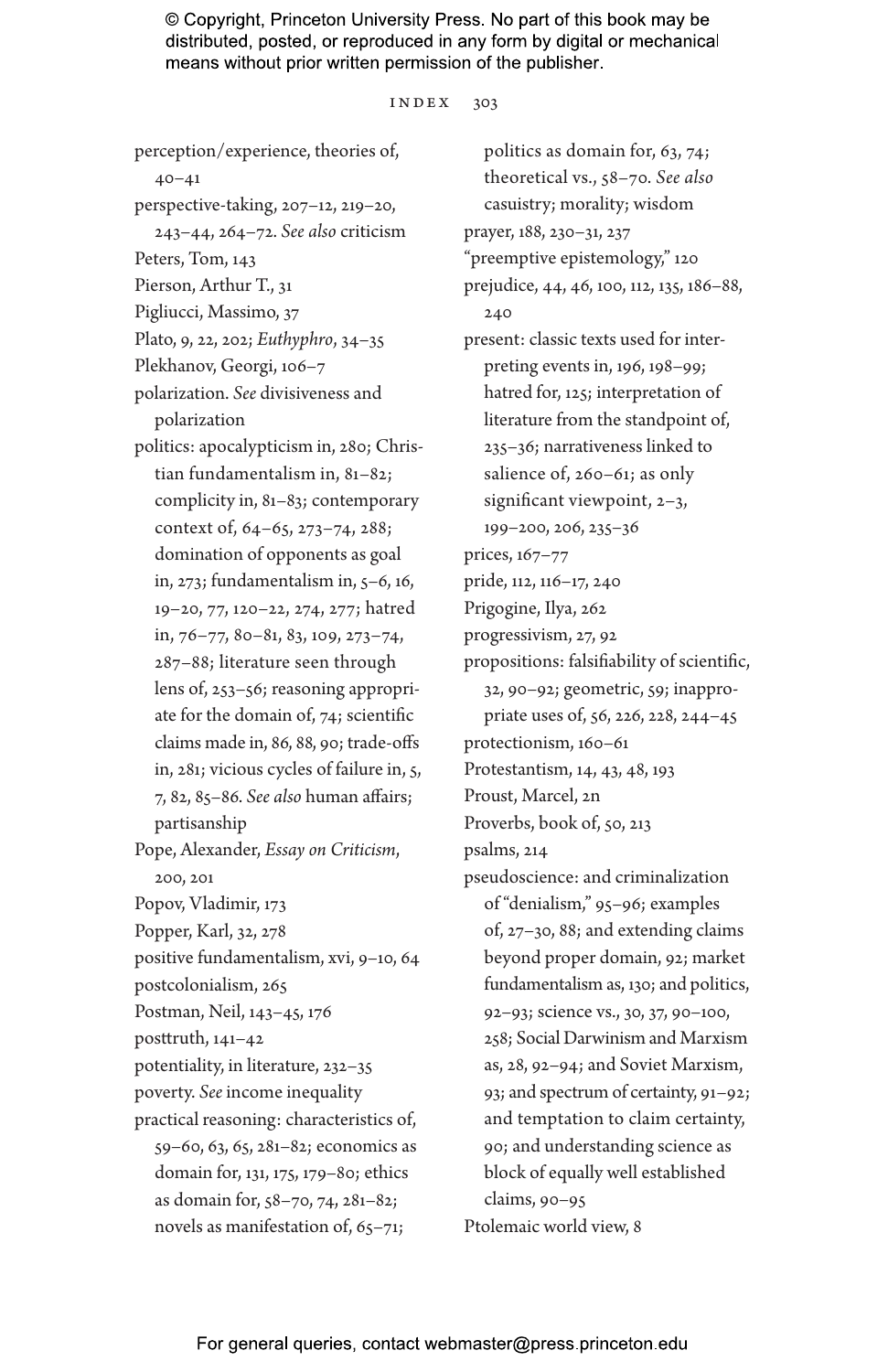perception/experience, theories of, 40–41

perspective-taking, 207–12, 219–20, 243–44, 264–72. *See also* criticism

Peters, Tom, 143

Pierson, Arthur T., 31

Pigliucci, Massimo, 37

Plato, 9, 22, 202; *Euthyphro*, 34–35

Plekhanov, Georgi, 106–7

polarization. *See* divisiveness and polarization

politics: apocalypticism in, 280; Christian fundamentalism in, 81–82; complicity in, 81–83; contemporary context of, 64–65, 273–74, 288; domination of opponents as goal in, 273; fundamentalism in, 5–6, 16, 19–20, 77, 120–22, 274, 277; hatred in, 76–77, 80–81, 83, 109, 273–74, 287–88; literature seen through lens of, 253–56; reasoning appropriate for the domain of, 74; scientific claims made in, 86, 88, 90; trade-offs in, 281; vicious cycles of failure in, 5, 7, 82, 85–86. *See also* human affairs; partisanship

Pope, Alexander, *Essay on Criticism*, 200, 201

Popov, Vladimir, 173

Popper, Karl, 32, 278

positive fundamentalism, xvi, 9–10, 64

postcolonialism, 265

Postman, Neil, 143–45, 176

posttruth, 141–42

potentiality, in literature, 232–35

poverty. *See* income inequality

practical reasoning: characteristics of, 59–60, 63, 65, 281–82; economics as domain for, 131, 175, 179–80; ethics as domain for, 58–70, 74, 281–82; novels as manifestation of, 65–71; politics as domain for, 63, 74; theoretical vs., 58–70. *See also* casuistry; morality; wisdom

prayer, 188, 230–31, 237

"preemptive epistemology," 120

prejudice, 44, 46, 100, 112, 135, 186–88, 240

present: classic texts used for interpreting events in, 196, 198–99; hatred for, 125; interpretation of literature from the standpoint of, 235–36; narrativeness linked to salience of, 260–61; as only significant viewpoint, 2–3, 199–200, 206, 235–36

prices, 167–77

pride, 112, 116–17, 240

Prigogine, Ilya, 262

progressivism, 27, 92

propositions: falsifiability of scientific, 32, 90–92; geometric, 59; inappropriate uses of, 56, 226, 228, 244–45

protectionism, 160–61

Protestantism, 14, 43, 48, 193

Proust, Marcel, 2n

Proverbs, book of, 50, 213

psalms, 214

pseudoscience: and criminalization of "denialism," 95–96; examples of, 27–30, 88; and extending claims beyond proper domain, 92; market fundamentalism as, 130; and politics, 92–93; science vs., 30, 37, 90–100, 258; Social Darwinism and Marxism as, 28, 92–94; and Soviet Marxism, 93; and spectrum of certainty, 91–92; and temptation to claim certainty, 90; and understanding science as block of equally well established claims, 90–95

Ptolemaic world view, 8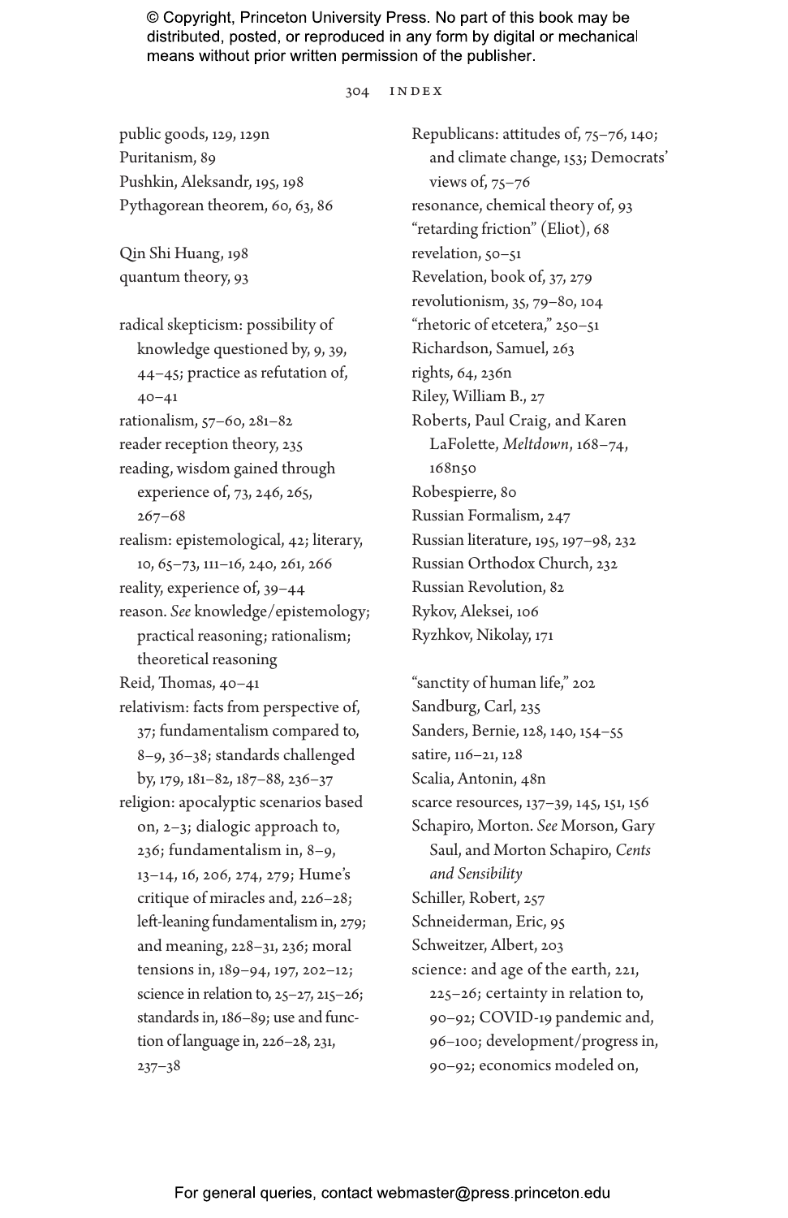public goods, 129, 129n
Puritanism, 89
Pushkin, Aleksandr, 195, 198
Pythagorean theorem, 60, 63, 86

Qin Shi Huang, 198
quantum theory, 93

radical skepticism: possibility of knowledge questioned by, 9, 39, 44–45; practice as refutation of, 40–41
rationalism, 57–60, 281–82
reader reception theory, 235
reading, wisdom gained through experience of, 73, 246, 265, 267–68
realism: epistemological, 42; literary, 10, 65–73, 111–16, 240, 261, 266
reality, experience of, 39–44
reason. *See* knowledge/epistemology; practical reasoning; rationalism; theoretical reasoning
Reid, Thomas, 40–41
relativism: facts from perspective of, 37; fundamentalism compared to, 8–9, 36–38; standards challenged by, 179, 181–82, 187–88, 236–37
religion: apocalyptic scenarios based on, 2–3; dialogic approach to, 236; fundamentalism in, 8–9, 13–14, 16, 206, 274, 279; Hume's critique of miracles and, 226–28; left-leaning fundamentalism in, 279; and meaning, 228–31, 236; moral tensions in, 189–94, 197, 202–12; science in relation to, 25–27, 215–26; standards in, 186–89; use and function of language in, 226–28, 231, 237–38
Republicans: attitudes of, 75–76, 140; and climate change, 153; Democrats' views of, 75–76
resonance, chemical theory of, 93
"retarding friction" (Eliot), 68
revelation, 50–51
Revelation, book of, 37, 279
revolutionism, 35, 79–80, 104
"rhetoric of etcetera," 250–51
Richardson, Samuel, 263
rights, 64, 236n
Riley, William B., 27
Roberts, Paul Craig, and Karen LaFollette, *Meltdown*, 168–74, 168n50
Robespierre, 80
Russian Formalism, 247
Russian literature, 195, 197–98, 232
Russian Orthodox Church, 232
Russian Revolution, 82
Rykov, Aleksei, 106
Ryzhkov, Nikolay, 171

"sanctity of human life," 202
Sandburg, Carl, 235
Sanders, Bernie, 128, 140, 154–55
satire, 116–21, 128
Scalia, Antonin, 48n
scarce resources, 137–39, 145, 151, 156
Schapiro, Morton. *See* Morson, Gary Saul, and Morton Schapiro, *Cents and Sensibility*
Schiller, Robert, 257
Schneiderman, Eric, 95
Schweitzer, Albert, 203
science: and age of the earth, 221, 225–26; certainty in relation to, 90–92; COVID-19 pandemic and, 96–100; development/progress in, 90–92; economics modeled on,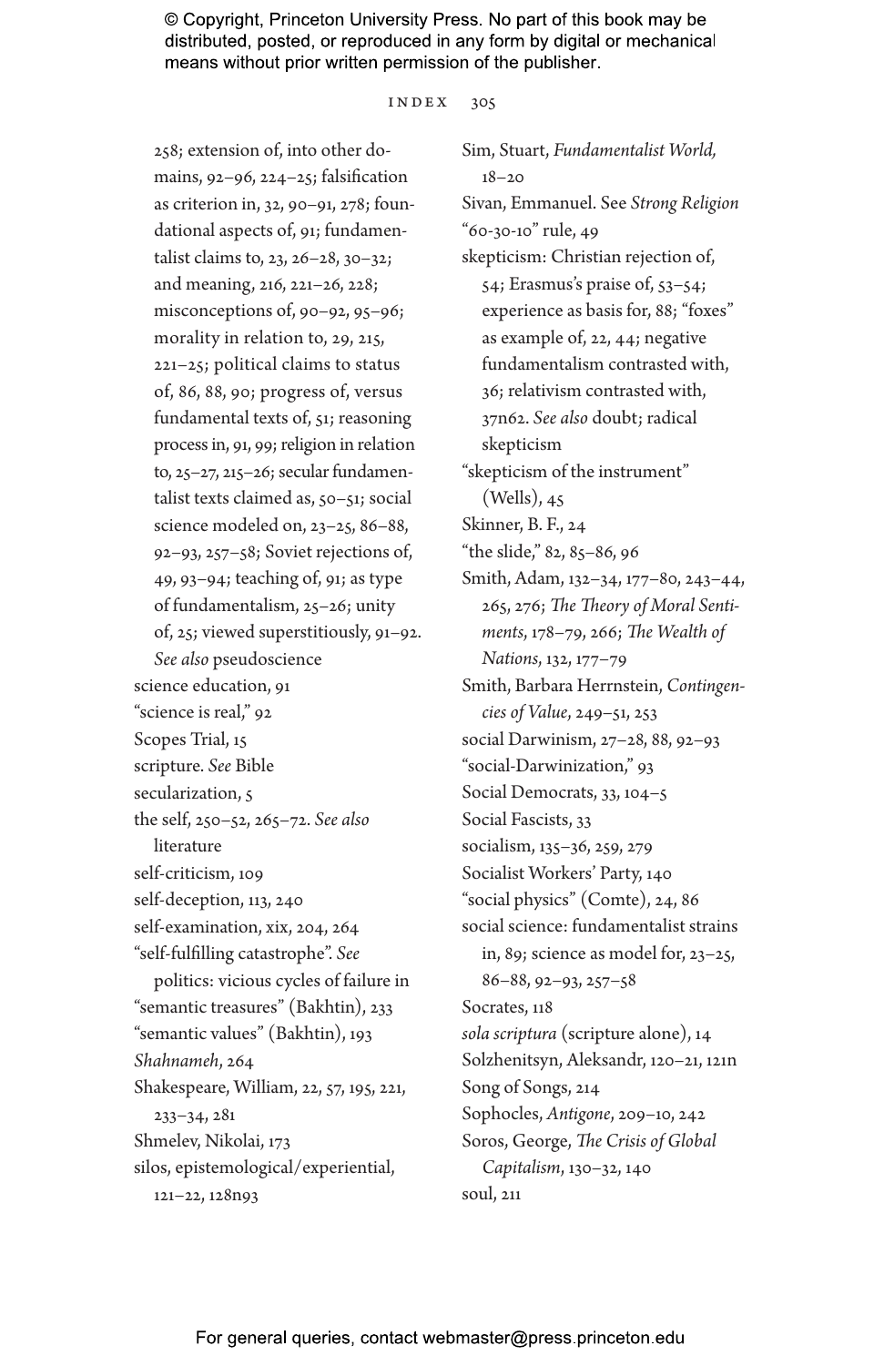258; extension of, into other domains, 92–96, 224–25; falsification as criterion in, 32, 90–91, 278; foundational aspects of, 91; fundamentalist claims to, 23, 26–28, 30–32; and meaning, 216, 221–26, 228; misconceptions of, 90–92, 95–96; morality in relation to, 29, 215, 221–25; political claims to status of, 86, 88, 90; progress of, versus fundamental texts of, 51; reasoning process in, 91, 99; religion in relation to, 25–27, 215–26; secular fundamentalist texts claimed as, 50–51; social science modeled on, 23–25, 86–88, 92–93, 257–58; Soviet rejections of, 49, 93–94; teaching of, 91; as type of fundamentalism, 25–26; unity of, 25; viewed superstitiously, 91–92. *See also* pseudoscience

science education, 91

"science is real," 92

Scopes Trial, 15

scripture. *See* Bible

secularization, 5

the self, 250–52, 265–72. *See also* literature

self-criticism, 109

self-deception, 113, 240

self-examination, xix, 204, 264

"self-fulfilling catastrophe". *See* politics: vicious cycles of failure in

"semantic treasures" (Bakhtin), 233

"semantic values" (Bakhtin), 193

*Shahnameh*, 264

Shakespeare, William, 22, 57, 195, 221, 233–34, 281

Shmelev, Nikolai, 173

silos, epistemological/experiential, 121–22, 128n93

Sim, Stuart, *Fundamentalist World,* 18–20

Sivan, Emmanuel. See *Strong Religion*

"60-30-10" rule, 49

skepticism: Christian rejection of, 54; Erasmus's praise of, 53–54; experience as basis for, 88; "foxes" as example of, 22, 44; negative fundamentalism contrasted with, 36; relativism contrasted with, 37n62. *See also* doubt; radical skepticism

"skepticism of the instrument" (Wells), 45

Skinner, B. F., 24

"the slide," 82, 85–86, 96

Smith, Adam, 132–34, 177–80, 243–44, 265, 276; *The Theory of Moral Sentiments*, 178–79, 266; *The Wealth of Nations*, 132, 177–79

Smith, Barbara Herrnstein, *Contingencies of Value*, 249–51, 253

social Darwinism, 27–28, 88, 92–93

"social-Darwinization," 93

Social Democrats, 33, 104–5

Social Fascists, 33

socialism, 135–36, 259, 279

Socialist Workers' Party, 140

"social physics" (Comte), 24, 86

social science: fundamentalist strains in, 89; science as model for, 23–25, 86–88, 92–93, 257–58

Socrates, 118

*sola scriptura* (scripture alone), 14

Solzhenitsyn, Aleksandr, 120–21, 121n

Song of Songs, 214

Sophocles, *Antigone*, 209–10, 242

Soros, George, *The Crisis of Global Capitalism*, 130–32, 140

soul, 211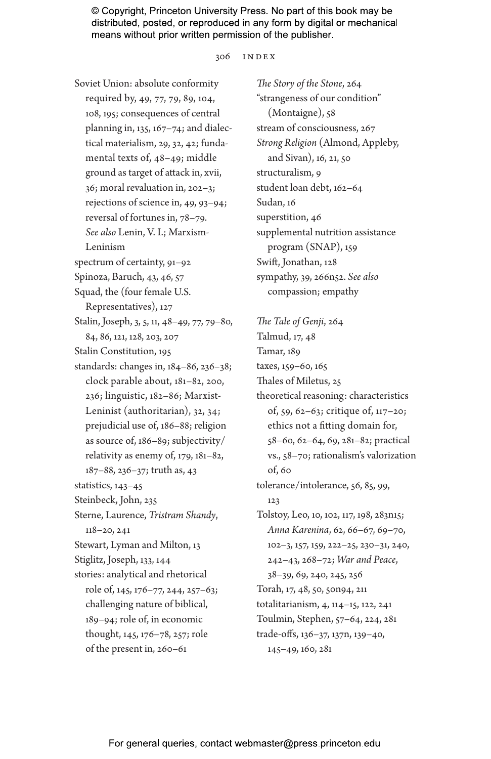© Copyright, Princeton University Press. No part of this book may be distributed, posted, or reproduced in any form by digital or mechanical means without prior written permission of the publisher.

Soviet Union: absolute conformity required by, 49, 77, 79, 89, 104, 108, 195; consequences of central planning in, 135, 167–74; and dialectical materialism, 29, 32, 42; fundamental texts of, 48–49; middle ground as target of attack in, xvii, 36; moral revaluation in, 202–3; rejections of science in, 49, 93–94; reversal of fortunes in, 78–79. *See also* Lenin, V. I.; Marxism-Leninism

spectrum of certainty, 91–92

Spinoza, Baruch, 43, 46, 57

Squad, the (four female U.S. Representatives), 127

Stalin, Joseph, 3, 5, 11, 48–49, 77, 79–80, 84, 86, 121, 128, 203, 207

Stalin Constitution, 195

standards: changes in, 184–86, 236–38; clock parable about, 181–82, 200, 236; linguistic, 182–86; Marxist-Leninist (authoritarian), 32, 34; prejudicial use of, 186–88; religion as source of, 186–89; subjectivity/relativity as enemy of, 179, 181–82, 187–88, 236–37; truth as, 43

statistics, 143–45

Steinbeck, John, 235

Sterne, Laurence, *Tristram Shandy*, 118–20, 241

Stewart, Lyman and Milton, 13

Stiglitz, Joseph, 133, 144

stories: analytical and rhetorical role of, 145, 176–77, 244, 257–63; challenging nature of biblical, 189–94; role of, in economic thought, 145, 176–78, 257; role of the present in, 260–61

*The Story of the Stone*, 264

"strangeness of our condition" (Montaigne), 58

stream of consciousness, 267

*Strong Religion* (Almond, Appleby, and Sivan), 16, 21, 50

structuralism, 9

student loan debt, 162–64

Sudan, 16

superstition, 46

supplemental nutrition assistance program (SNAP), 159

Swift, Jonathan, 128

sympathy, 39, 266n52. *See also* compassion; empathy

*The Tale of Genji*, 264

Talmud, 17, 48

Tamar, 189

taxes, 159–60, 165

Thales of Miletus, 25

theoretical reasoning: characteristics of, 59, 62–63; critique of, 117–20; ethics not a fitting domain for, 58–60, 62–64, 69, 281–82; practical vs., 58–70; rationalism's valorization of, 60

tolerance/intolerance, 56, 85, 99, 123

Tolstoy, Leo, 10, 102, 117, 198, 283n15; *Anna Karenina*, 62, 66–67, 69–70, 102–3, 157, 159, 222–25, 230–31, 240, 242–43, 268–72; *War and Peace*, 38–39, 69, 240, 245, 256

Torah, 17, 48, 50, 50n94, 211

totalitarianism, 4, 114–15, 122, 241

Toulmin, Stephen, 57–64, 224, 281

trade-offs, 136–37, 137n, 139–40, 145–49, 160, 281

For general queries, contact webmaster@press.princeton.edu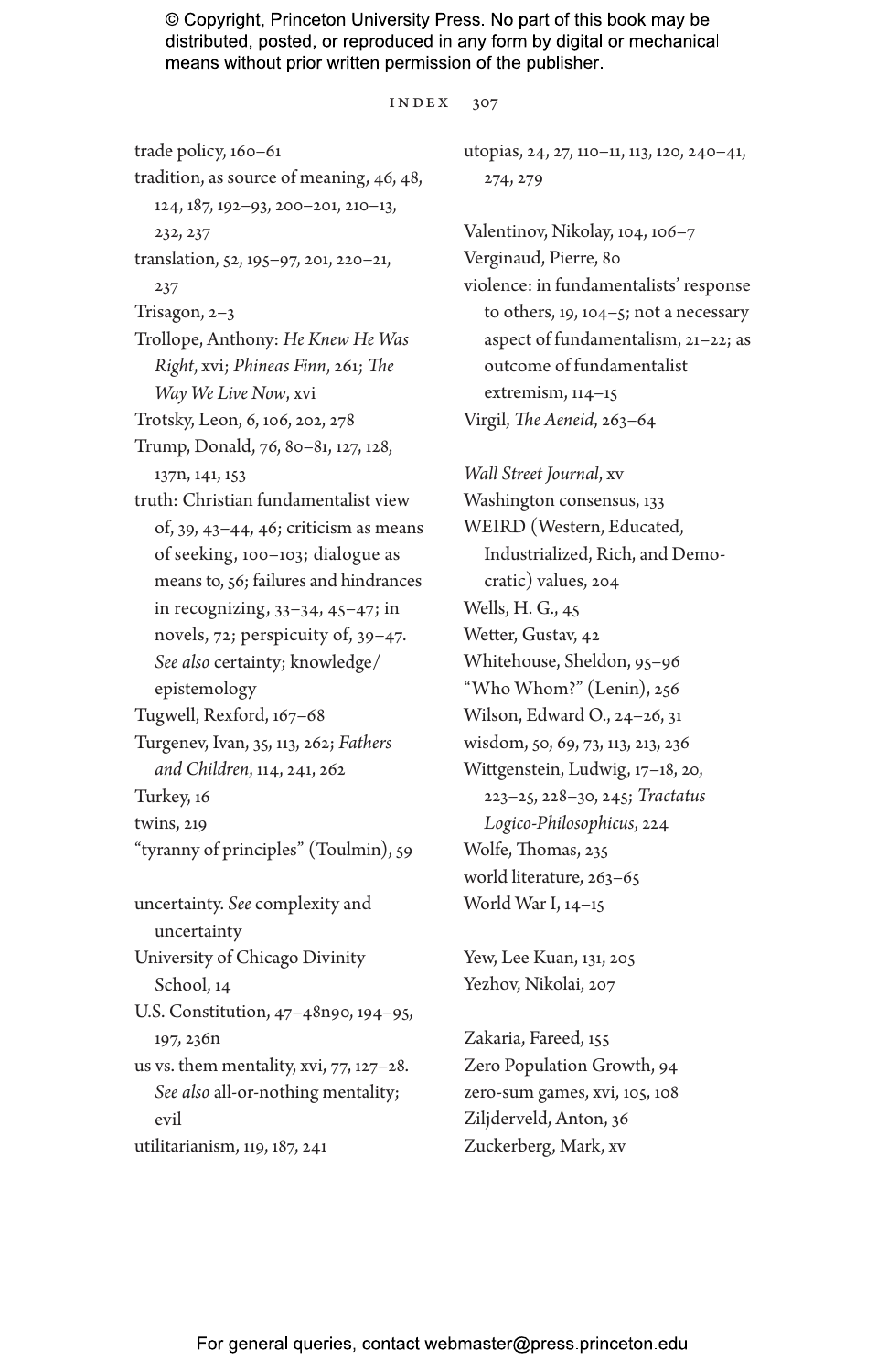trade policy, 160–61
tradition, as source of meaning, 46, 48, 124, 187, 192–93, 200–201, 210–13, 232, 237
translation, 52, 195–97, 201, 220–21, 237
Trisagon, 2–3
Trollope, Anthony: *He Knew He Was Right*, xvi; *Phineas Finn*, 261; *The Way We Live Now*, xvi
Trotsky, Leon, 6, 106, 202, 278
Trump, Donald, 76, 80–81, 127, 128, 137n, 141, 153
truth: Christian fundamentalist view of, 39, 43–44, 46; criticism as means of seeking, 100–103; dialogue as means to, 56; failures and hindrances in recognizing, 33–34, 45–47; in novels, 72; perspicuity of, 39–47. *See also* certainty; knowledge/epistemology
Tugwell, Rexford, 167–68
Turgenev, Ivan, 35, 113, 262; *Fathers and Children*, 114, 241, 262
Turkey, 16
twins, 219
"tyranny of principles" (Toulmin), 59

uncertainty. *See* complexity and uncertainty
University of Chicago Divinity School, 14
U.S. Constitution, 47–48n90, 194–95, 197, 236n
us vs. them mentality, xvi, 77, 127–28. *See also* all-or-nothing mentality; evil
utilitarianism, 119, 187, 241
utopias, 24, 27, 110–11, 113, 120, 240–41, 274, 279

Valentinov, Nikolay, 104, 106–7
Verginaud, Pierre, 80
violence: in fundamentalists' response to others, 19, 104–5; not a necessary aspect of fundamentalism, 21–22; as outcome of fundamentalist extremism, 114–15
Virgil, *The Aeneid*, 263–64

*Wall Street Journal*, xv
Washington consensus, 133
WEIRD (Western, Educated, Industrialized, Rich, and Democratic) values, 204
Wells, H. G., 45
Wetter, Gustav, 42
Whitehouse, Sheldon, 95–96
"Who Whom?" (Lenin), 256
Wilson, Edward O., 24–26, 31
wisdom, 50, 69, 73, 113, 213, 236
Wittgenstein, Ludwig, 17–18, 20, 223–25, 228–30, 245; *Tractatus Logico-Philosophicus*, 224
Wolfe, Thomas, 235
world literature, 263–65
World War I, 14–15

Yew, Lee Kuan, 131, 205
Yezhov, Nikolai, 207

Zakaria, Fareed, 155
Zero Population Growth, 94
zero-sum games, xvi, 105, 108
Ziljderveld, Anton, 36
Zuckerberg, Mark, xv